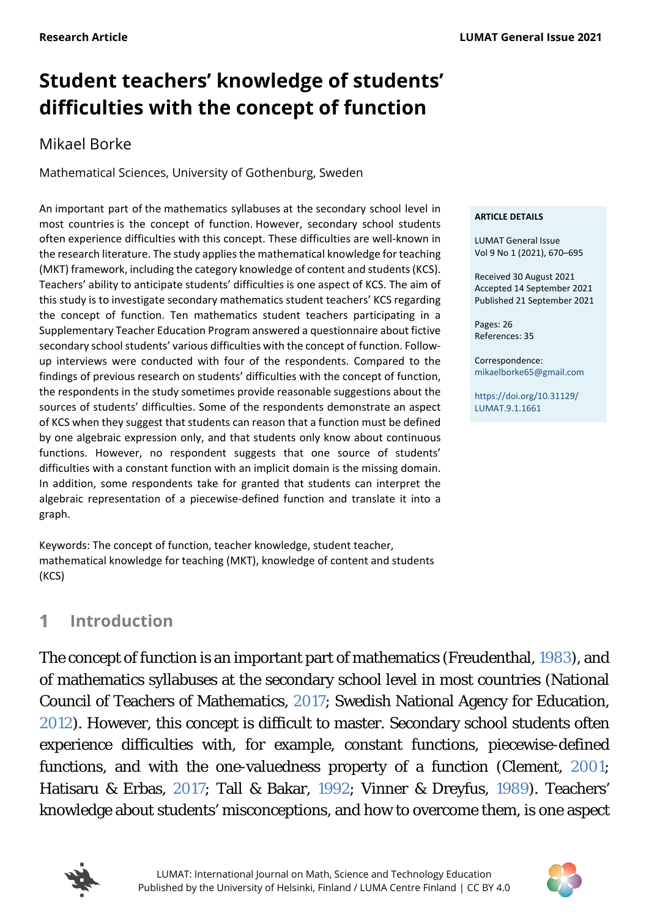Research Article

# Student teachers' knowledge of students' difficulties with the concept of function

Mikael Borke

Mathematical Sciences, University of Gothenburg, Sweden

An important part of the mathematics syllabuses at the secondary school level in most countries is the concept of function. However, secondary school students often experience difficulties with this concept. These difficulties are well-known in the research literature. The study applies the mathematical knowledge for teaching (MKT) framework, including the category knowledge of content and students (KCS). Teachers' ability to anticipate students' difficulties is one aspect of KCS. The aim of this study is to investigate secondary mathematics student teachers' KCS regarding the concept of function. Ten mathematics student teachers participating in a Supplementary Teacher Education Program answered a questionnaire about fictive secondary school students' various difficulties with the concept of function. Follow-up interviews were conducted with four of the respondents. Compared to the findings of previous research on students' difficulties with the concept of function, the respondents in the study sometimes provide reasonable suggestions about the sources of students' difficulties. Some of the respondents demonstrate an aspect of KCS when they suggest that students can reason that a function must be defined by one algebraic expression only, and that students only know about continuous functions. However, no respondent suggests that one source of students' difficulties with a constant function with an implicit domain is the missing domain. In addition, some respondents take for granted that students can interpret the algebraic representation of a piecewise-defined function and translate it into a graph.

Keywords: The concept of function, teacher knowledge, student teacher, mathematical knowledge for teaching (MKT), knowledge of content and students (KCS)

**ARTICLE DETAILS**

LUMAT General Issue
Vol 9 No 1 (2021), 670–695

Received 30 August 2021
Accepted 14 September 2021
Published 21 September 2021

Pages: 26
References: 35

Correspondence:
mikaelborke65@gmail.com

https://doi.org/10.31129/LUMAT.9.1.1661

## 1 Introduction

The concept of function is an important part of mathematics (Freudenthal, 1983), and of mathematics syllabuses at the secondary school level in most countries (National Council of Teachers of Mathematics, 2017; Swedish National Agency for Education, 2012). However, this concept is difficult to master. Secondary school students often experience difficulties with, for example, constant functions, piecewise-defined functions, and with the one-valuedness property of a function (Clement, 2001; Hatisaru & Erbas, 2017; Tall & Bakar, 1992; Vinner & Dreyfus, 1989). Teachers' knowledge about students' misconceptions, and how to overcome them, is one aspect

LUMAT: International Journal on Math, Science and Technology Education
Published by the University of Helsinki, Finland / LUMA Centre Finland | CC BY 4.0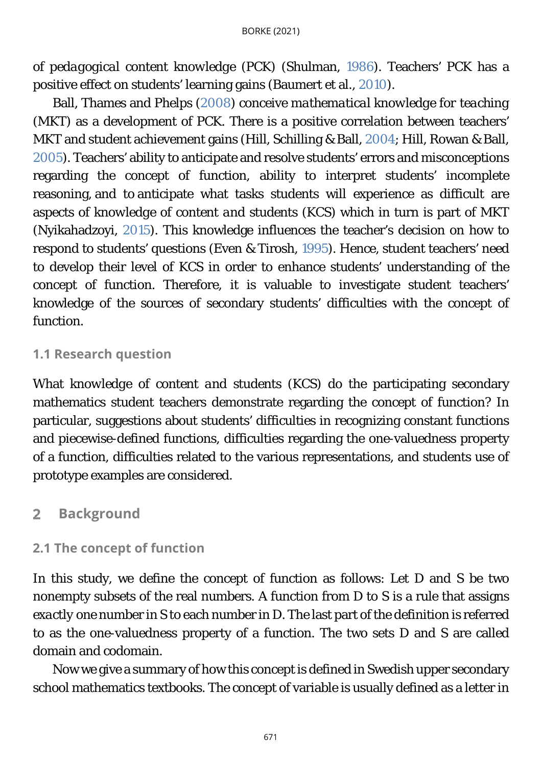of *pedagogical content knowledge* (PCK) (Shulman, 1986). Teachers' PCK has a positive effect on students' learning gains (Baumert et al., 2010).

Ball, Thames and Phelps (2008) conceive *mathematical knowledge for teaching* (MKT) as a development of PCK. There is a positive correlation between teachers' MKT and student achievement gains (Hill, Schilling & Ball, 2004; Hill, Rowan & Ball, 2005). Teachers' ability to anticipate and resolve students' errors and misconceptions regarding the concept of function, ability to interpret students' incomplete reasoning, and to anticipate what tasks students will experience as difficult are aspects of *knowledge of content and students* (KCS) which in turn is part of MKT (Nyikahadzoyi, 2015). This knowledge influences the teacher's decision on how to respond to students' questions (Even & Tirosh, 1995). Hence, student teachers' need to develop their level of KCS in order to enhance students' understanding of the concept of function. Therefore, it is valuable to investigate student teachers' knowledge of the sources of secondary students' difficulties with the concept of function.

### 1.1 Research question

What *knowledge of content and students* (KCS) do the participating secondary mathematics student teachers demonstrate regarding the concept of function? In particular, suggestions about students' difficulties in recognizing constant functions and piecewise-defined functions, difficulties regarding the one-valuedness property of a function, difficulties related to the various representations, and students use of prototype examples are considered.

## 2 Background

### 2.1 The concept of function

In this study, we define the concept of function as follows: Let D and S be two nonempty subsets of the real numbers. A function from D to S is a rule that assigns *exactly* one number in S to each number in D. The last part of the definition is referred to as the one-valuedness property of a function. The two sets D and S are called domain and codomain.

Now we give a summary of how this concept is defined in Swedish upper secondary school mathematics textbooks. The concept of variable is usually defined as a letter in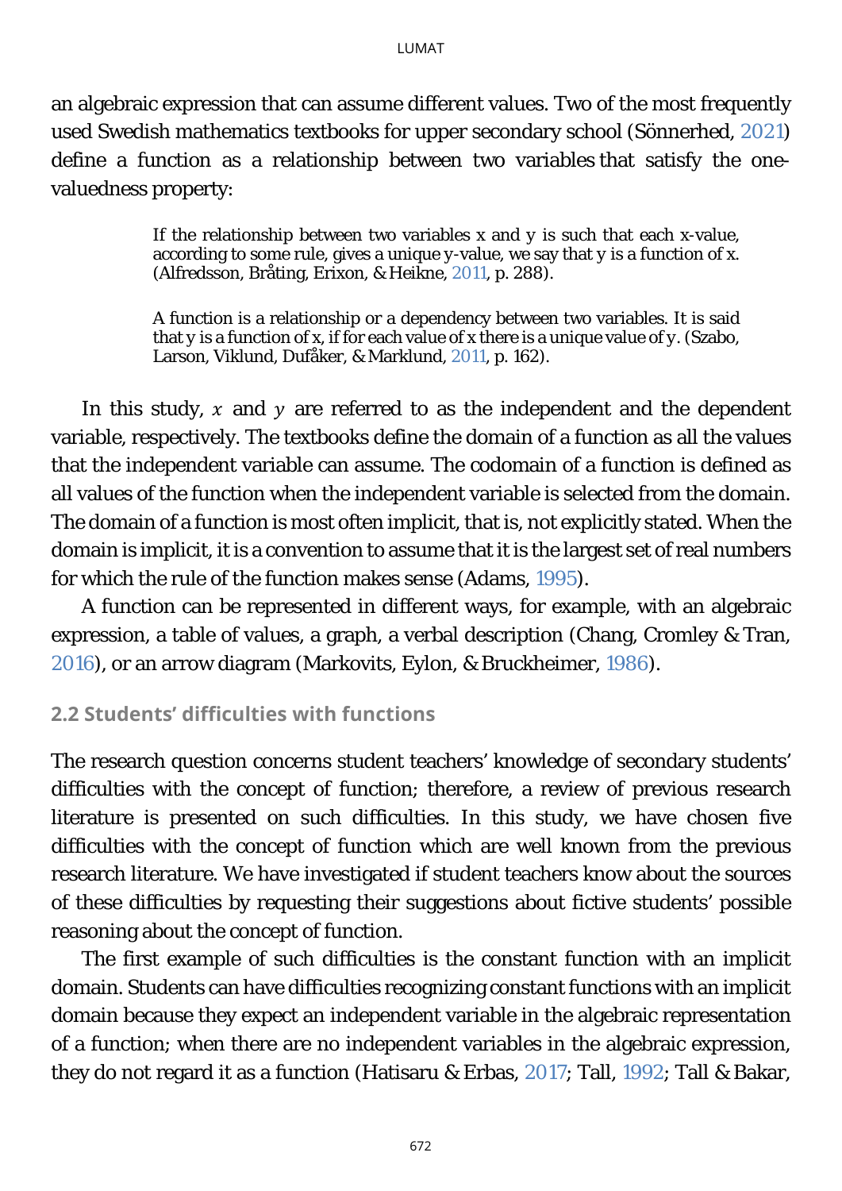an algebraic expression that can assume different values. Two of the most frequently used Swedish mathematics textbooks for upper secondary school (Sönnerhed, 2021) define a function as a relationship between two variables that satisfy the one-valuedness property:

> If the relationship between two variables x and y is such that each x-value, according to some rule, gives a unique y-value, we say that y is a function of x. (Alfredsson, Bråting, Erixon, & Heikne, 2011, p. 288).

> A function is a relationship or a dependency between two variables. It is said that y is a function of x, if for each value of x there is a unique value of y. (Szabo, Larson, Viklund, Dufåker, & Marklund, 2011, p. 162).

In this study, $x$ and $y$ are referred to as the independent and the dependent variable, respectively. The textbooks define the domain of a function as all the values that the independent variable can assume. The codomain of a function is defined as all values of the function when the independent variable is selected from the domain. The domain of a function is most often implicit, that is, not explicitly stated. When the domain is implicit, it is a convention to assume that it is the largest set of real numbers for which the rule of the function makes sense (Adams, 1995).

A function can be represented in different ways, for example, with an algebraic expression, a table of values, a graph, a verbal description (Chang, Cromley & Tran, 2016), or an arrow diagram (Markovits, Eylon, & Bruckheimer, 1986).

## 2.2 Students' difficulties with functions

The research question concerns student teachers' knowledge of secondary students' difficulties with the concept of function; therefore, a review of previous research literature is presented on such difficulties. In this study, we have chosen five difficulties with the concept of function which are well known from the previous research literature. We have investigated if student teachers know about the sources of these difficulties by requesting their suggestions about fictive students' possible reasoning about the concept of function.

The first example of such difficulties is the constant function with an implicit domain. Students can have difficulties recognizing constant functions with an implicit domain because they expect an independent variable in the algebraic representation of a function; when there are no independent variables in the algebraic expression, they do not regard it as a function (Hatisaru & Erbas, 2017; Tall, 1992; Tall & Bakar,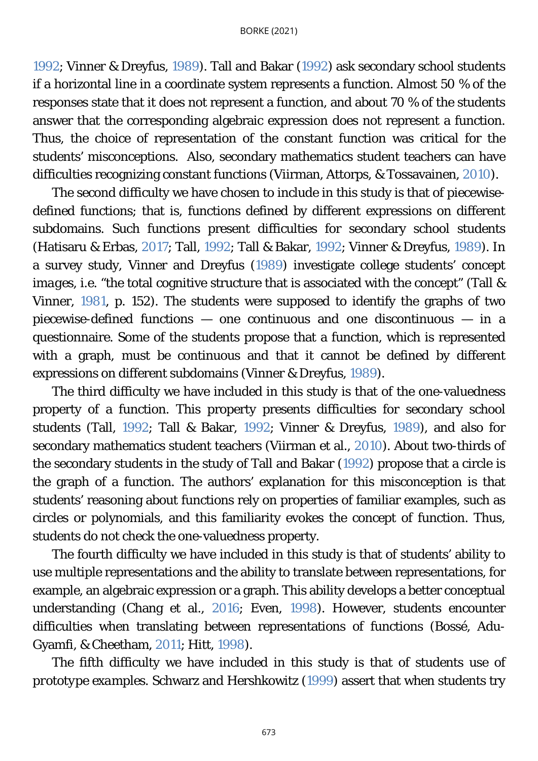1992; Vinner & Dreyfus, 1989). Tall and Bakar (1992) ask secondary school students if a horizontal line in a coordinate system represents a function. Almost 50 % of the responses state that it does not represent a function, and about 70 % of the students answer that the corresponding algebraic expression does not represent a function. Thus, the choice of representation of the constant function was critical for the students' misconceptions. Also, secondary mathematics student teachers can have difficulties recognizing constant functions (Viirman, Attorps, & Tossavainen, 2010).

The second difficulty we have chosen to include in this study is that of piecewise-defined functions; that is, functions defined by different expressions on different subdomains. Such functions present difficulties for secondary school students (Hatisaru & Erbas, 2017; Tall, 1992; Tall & Bakar, 1992; Vinner & Dreyfus, 1989). In a survey study, Vinner and Dreyfus (1989) investigate college students' *concept images*, i.e. "the total cognitive structure that is associated with the concept" (Tall & Vinner, 1981, p. 152). The students were supposed to identify the graphs of two piecewise-defined functions — one continuous and one discontinuous — in a questionnaire. Some of the students propose that a function, which is represented with a graph, must be continuous and that it cannot be defined by different expressions on different subdomains (Vinner & Dreyfus, 1989).

The third difficulty we have included in this study is that of the one-valuedness property of a function. This property presents difficulties for secondary school students (Tall, 1992; Tall & Bakar, 1992; Vinner & Dreyfus, 1989), and also for secondary mathematics student teachers (Viirman et al., 2010). About two-thirds of the secondary students in the study of Tall and Bakar (1992) propose that a circle is the graph of a function. The authors' explanation for this misconception is that students' reasoning about functions rely on properties of familiar examples, such as circles or polynomials, and this familiarity evokes the concept of function. Thus, students do not check the one-valuedness property.

The fourth difficulty we have included in this study is that of students' ability to use multiple representations and the ability to translate between representations, for example, an algebraic expression or a graph. This ability develops a better conceptual understanding (Chang et al., 2016; Even, 1998). However, students encounter difficulties when translating between representations of functions (Bossé, Adu-Gyamfi, & Cheetham, 2011; Hitt, 1998).

The fifth difficulty we have included in this study is that of students use of *prototype examples*. Schwarz and Hershkowitz (1999) assert that when students try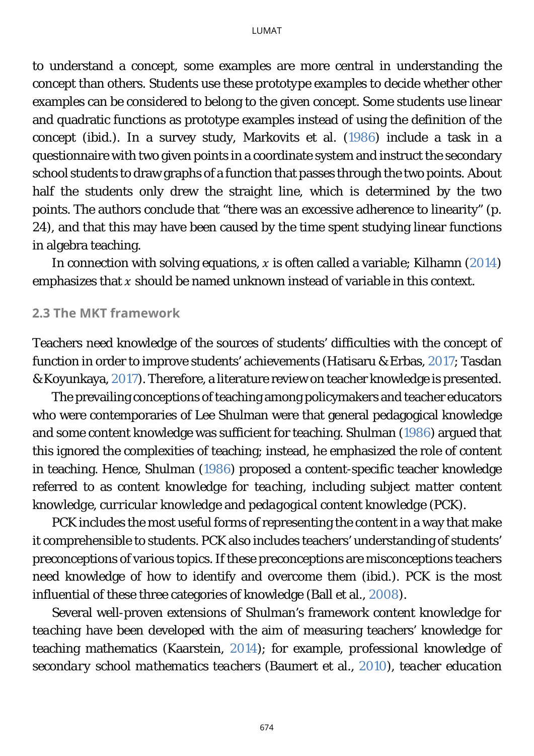to understand a concept, some examples are more central in understanding the concept than others. Students use these *prototype examples* to decide whether other examples can be considered to belong to the given concept. Some students use linear and quadratic functions as prototype examples instead of using the definition of the concept (ibid.). In a survey study, Markovits et al. (1986) include a task in a questionnaire with two given points in a coordinate system and instruct the secondary school students to draw graphs of a function that passes through the two points. About half the students only drew the straight line, which is determined by the two points. The authors conclude that "there was an excessive adherence to linearity" (p. 24), and that this may have been caused by the time spent studying linear functions in algebra teaching.

In connection with solving equations, $x$ is often called a variable; Kilhamn (2014) emphasizes that $x$ should be named unknown instead of variable in this context.

### 2.3 The MKT framework

Teachers need knowledge of the sources of students' difficulties with the concept of function in order to improve students' achievements (Hatisaru & Erbas, 2017; Tasdan & Koyunkaya, 2017). Therefore, a literature review on teacher knowledge is presented.

The prevailing conceptions of teaching among policymakers and teacher educators who were contemporaries of Lee Shulman were that general pedagogical knowledge and some content knowledge was sufficient for teaching. Shulman (1986) argued that this ignored the complexities of teaching; instead, he emphasized the role of content in teaching. Hence, Shulman (1986) proposed a content-specific teacher knowledge referred to as *content knowledge for teaching*, including *subject matter content knowledge*, *curricular knowledge* and *pedagogical content knowledge* (PCK).

PCK includes the most useful forms of representing the content in a way that make it comprehensible to students. PCK also includes teachers' understanding of students' preconceptions of various topics. If these preconceptions are misconceptions teachers need knowledge of how to identify and overcome them (ibid.). PCK is the most influential of these three categories of knowledge (Ball et al., 2008).

Several well-proven extensions of Shulman's framework *content knowledge for teaching* have been developed with the aim of measuring teachers' knowledge for teaching mathematics (Kaarstein, 2014); for example, *professional knowledge of secondary school mathematics teachers* (Baumert et al., 2010), *teacher education*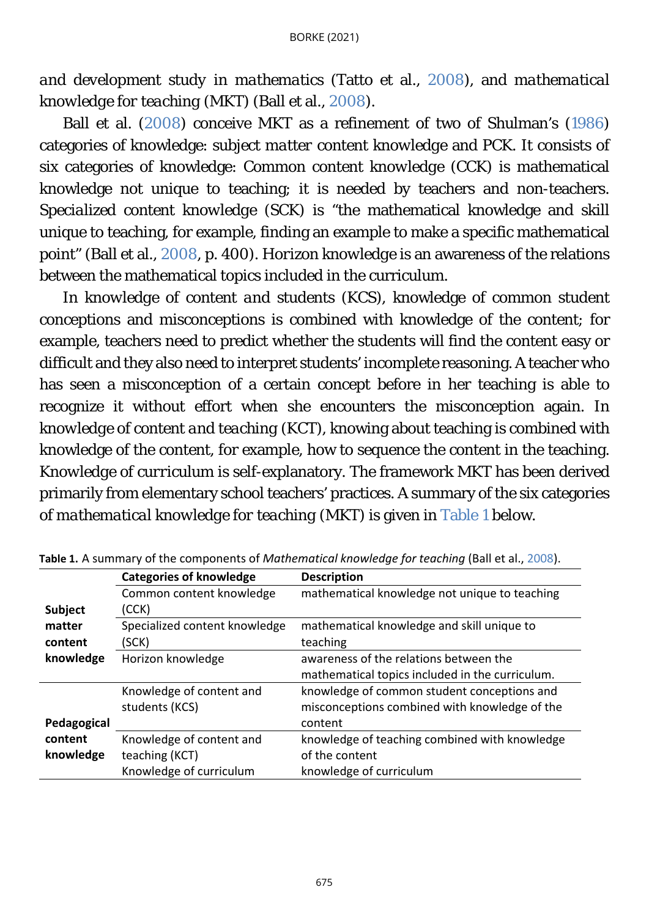*and development study in mathematics* (Tatto et al., 2008), and *mathematical knowledge for teaching* (MKT) (Ball et al., 2008).

Ball et al. (2008) conceive MKT as a refinement of two of Shulman's (1986) categories of knowledge: *subject matter content knowledge* and PCK. It consists of six categories of knowledge: Common content knowledge (CCK) is mathematical knowledge not unique to teaching; it is needed by teachers and non-teachers. *Specialized content knowledge* (SCK) is "the mathematical knowledge and skill unique to teaching, for example, finding an example to make a specific mathematical point" (Ball et al., 2008, p. 400). Horizon knowledge is an awareness of the relations between the mathematical topics included in the curriculum.

In *knowledge of content and students* (KCS), knowledge of common student conceptions and misconceptions is combined with knowledge of the content; for example, teachers need to predict whether the students will find the content easy or difficult and they also need to interpret students' incomplete reasoning. A teacher who has seen a misconception of a certain concept before in her teaching is able to recognize it without effort when she encounters the misconception again. In *knowledge of content and teaching* (KCT), knowing about teaching is combined with knowledge of the content, for example, how to sequence the content in the teaching. *Knowledge of curriculum* is self-explanatory. The framework MKT has been derived primarily from elementary school teachers' practices. A summary of the six categories of *mathematical knowledge for teaching* (MKT) is given in Table 1 below.

**Table 1.** A summary of the components of *Mathematical knowledge for teaching* (Ball et al., 2008).

| | Categories of knowledge | Description |
|---|---|---|
| **Subject matter content knowledge** | Common content knowledge (CCK) | mathematical knowledge not unique to teaching |
| | Specialized content knowledge (SCK) | mathematical knowledge and skill unique to teaching |
| | Horizon knowledge | awareness of the relations between the mathematical topics included in the curriculum. |
| **Pedagogical content knowledge** | Knowledge of content and students (KCS) | knowledge of common student conceptions and misconceptions combined with knowledge of the content |
| | Knowledge of content and teaching (KCT) | knowledge of teaching combined with knowledge of the content |
| | Knowledge of curriculum | knowledge of curriculum |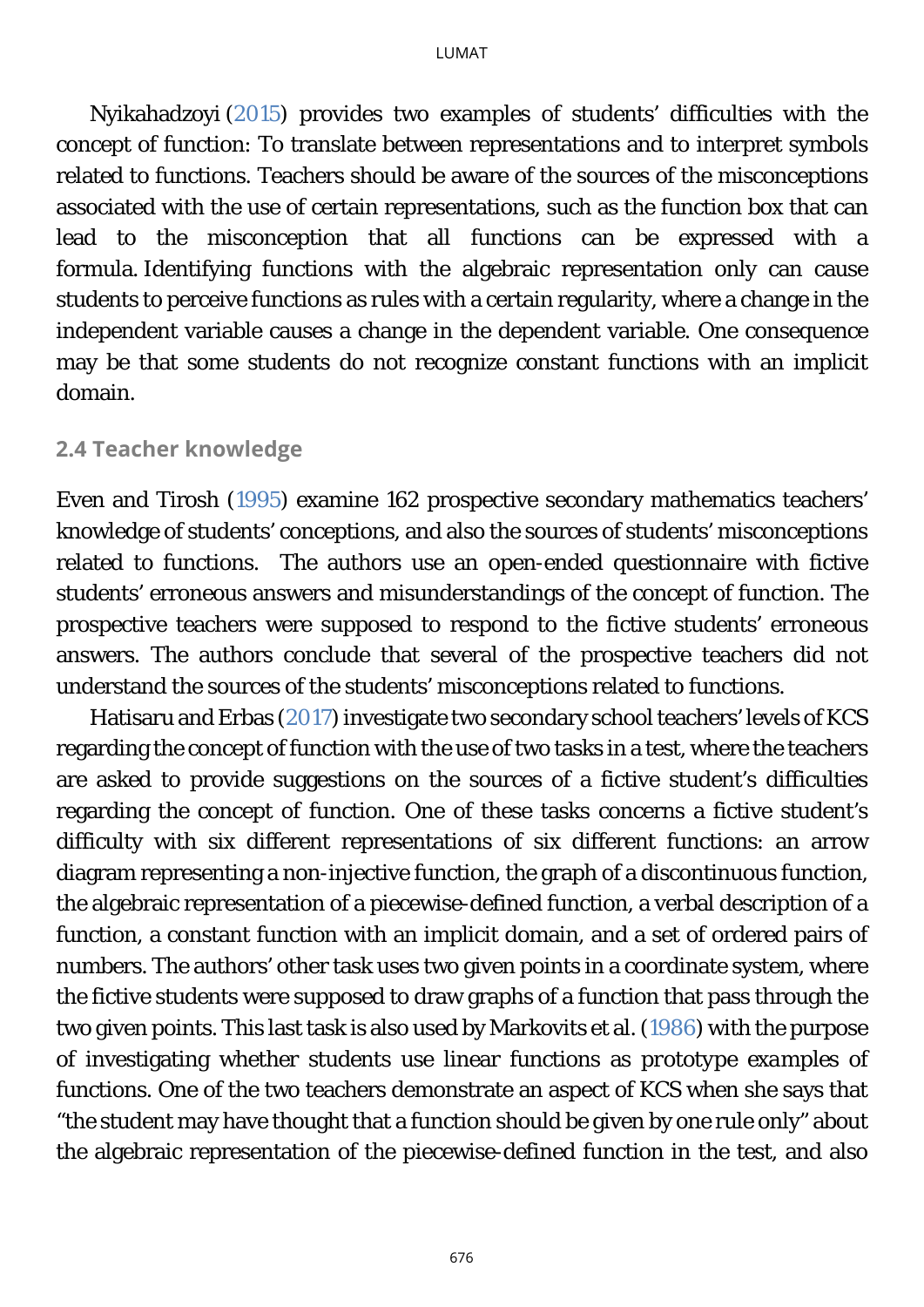Nyikahadzoyi (2015) provides two examples of students' difficulties with the concept of function: To translate between representations and to interpret symbols related to functions. Teachers should be aware of the sources of the misconceptions associated with the use of certain representations, such as the function box that can lead to the misconception that all functions can be expressed with a formula. Identifying functions with the algebraic representation only can cause students to perceive functions as rules with a certain regularity, where a change in the independent variable causes a change in the dependent variable. One consequence may be that some students do not recognize constant functions with an implicit domain.

### 2.4 Teacher knowledge

Even and Tirosh (1995) examine 162 prospective secondary mathematics teachers' knowledge of students' conceptions, and also the sources of students' misconceptions related to functions. The authors use an open-ended questionnaire with fictive students' erroneous answers and misunderstandings of the concept of function. The prospective teachers were supposed to respond to the fictive students' erroneous answers. The authors conclude that several of the prospective teachers did not understand the sources of the students' misconceptions related to functions.

Hatisaru and Erbas (2017) investigate two secondary school teachers' levels of KCS regarding the concept of function with the use of two tasks in a test, where the teachers are asked to provide suggestions on the sources of a fictive student's difficulties regarding the concept of function. One of these tasks concerns a fictive student's difficulty with six different representations of six different functions: an arrow diagram representing a non-injective function, the graph of a discontinuous function, the algebraic representation of a piecewise-defined function, a verbal description of a function, a constant function with an implicit domain, and a set of ordered pairs of numbers. The authors' other task uses two given points in a coordinate system, where the fictive students were supposed to draw graphs of a function that pass through the two given points. This last task is also used by Markovits et al. (1986) with the purpose of investigating whether students use linear functions as *prototype examples* of functions. One of the two teachers demonstrate an aspect of KCS when she says that "the student may have thought that a function should be given by one rule only" about the algebraic representation of the piecewise-defined function in the test, and also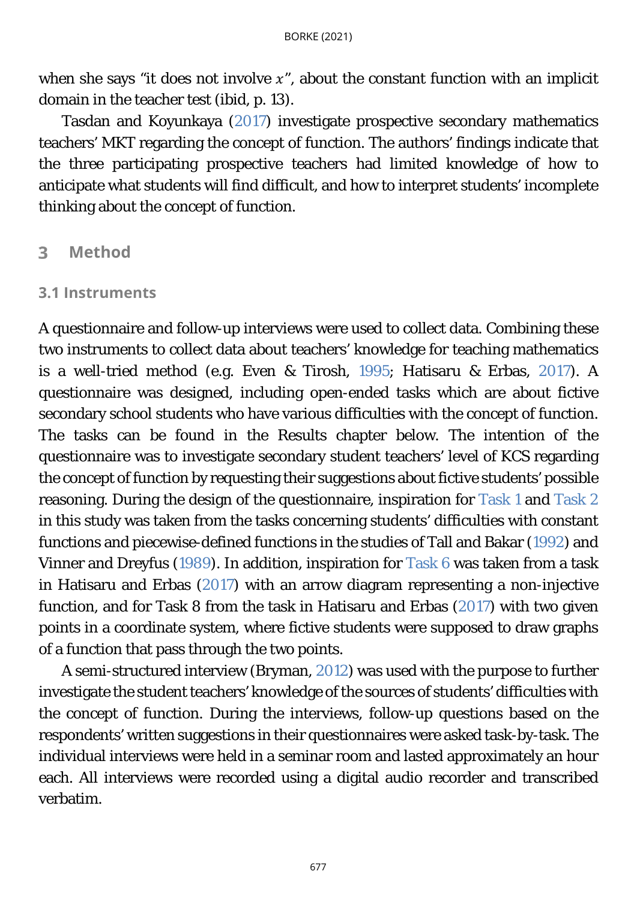when she says "it does not involve $x$", about the constant function with an implicit domain in the teacher test (ibid, p. 13).

Tasdan and Koyunkaya (2017) investigate prospective secondary mathematics teachers' MKT regarding the concept of function. The authors' findings indicate that the three participating prospective teachers had limited knowledge of how to anticipate what students will find difficult, and how to interpret students' incomplete thinking about the concept of function.

## 3 Method

### 3.1 Instruments

A questionnaire and follow-up interviews were used to collect data. Combining these two instruments to collect data about teachers' knowledge for teaching mathematics is a well-tried method (e.g. Even & Tirosh, 1995; Hatisaru & Erbas, 2017). A questionnaire was designed, including open-ended tasks which are about fictive secondary school students who have various difficulties with the concept of function. The tasks can be found in the Results chapter below. The intention of the questionnaire was to investigate secondary student teachers' level of KCS regarding the concept of function by requesting their suggestions about fictive students' possible reasoning. During the design of the questionnaire, inspiration for Task 1 and Task 2 in this study was taken from the tasks concerning students' difficulties with constant functions and piecewise-defined functions in the studies of Tall and Bakar (1992) and Vinner and Dreyfus (1989). In addition, inspiration for Task 6 was taken from a task in Hatisaru and Erbas (2017) with an arrow diagram representing a non-injective function, and for Task 8 from the task in Hatisaru and Erbas (2017) with two given points in a coordinate system, where fictive students were supposed to draw graphs of a function that pass through the two points.

A semi-structured interview (Bryman, 2012) was used with the purpose to further investigate the student teachers' knowledge of the sources of students' difficulties with the concept of function. During the interviews, follow-up questions based on the respondents' written suggestions in their questionnaires were asked task-by-task. The individual interviews were held in a seminar room and lasted approximately an hour each. All interviews were recorded using a digital audio recorder and transcribed verbatim.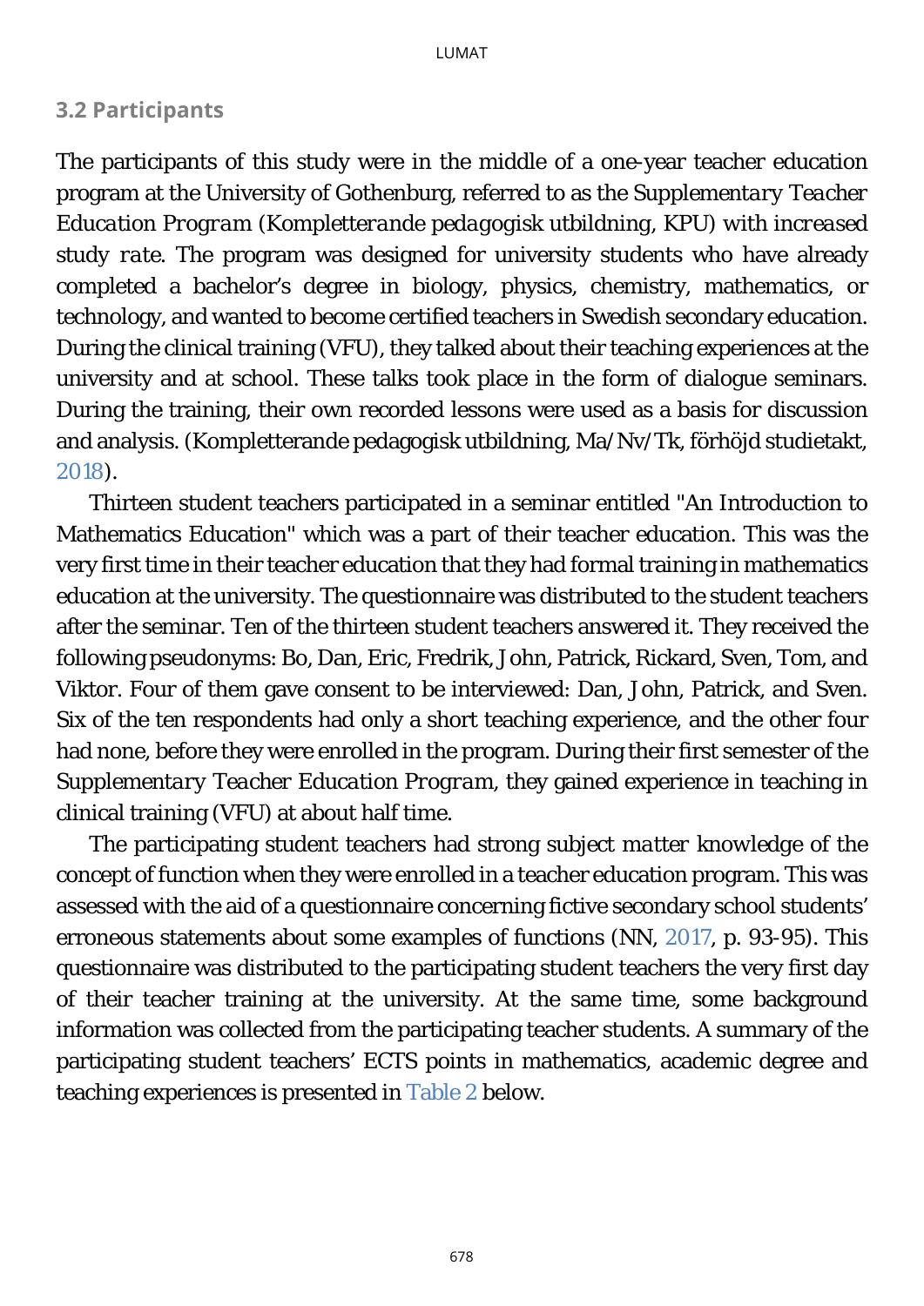### 3.2 Participants

The participants of this study were in the middle of a one-year teacher education program at the University of Gothenburg, referred to as the *Supplementary Teacher Education Program* (*Kompletterande pedagogisk utbildning, KPU*) *with increased study rate*. The program was designed for university students who have already completed a bachelor's degree in biology, physics, chemistry, mathematics, or technology, and wanted to become certified teachers in Swedish secondary education. During the clinical training (VFU), they talked about their teaching experiences at the university and at school. These talks took place in the form of dialogue seminars. During the training, their own recorded lessons were used as a basis for discussion and analysis. (Kompletterande pedagogisk utbildning, Ma/Nv/Tk, förhöjd studietakt, 2018).

Thirteen student teachers participated in a seminar entitled "An Introduction to Mathematics Education" which was a part of their teacher education. This was the very first time in their teacher education that they had formal training in mathematics education at the university. The questionnaire was distributed to the student teachers after the seminar. Ten of the thirteen student teachers answered it. They received the following pseudonyms: Bo, Dan, Eric, Fredrik, John, Patrick, Rickard, Sven, Tom, and Viktor. Four of them gave consent to be interviewed: Dan, John, Patrick, and Sven. Six of the ten respondents had only a short teaching experience, and the other four had none, before they were enrolled in the program. During their first semester of the *Supplementary Teacher Education Program*, they gained experience in teaching in clinical training (VFU) at about half time.

The participating student teachers had strong subject matter knowledge of the concept of function when they were enrolled in a teacher education program. This was assessed with the aid of a questionnaire concerning fictive secondary school students' erroneous statements about some examples of functions (NN, 2017, p. 93-95). This questionnaire was distributed to the participating student teachers the very first day of their teacher training at the university. At the same time, some background information was collected from the participating teacher students. A summary of the participating student teachers' ECTS points in mathematics, academic degree and teaching experiences is presented in Table 2 below.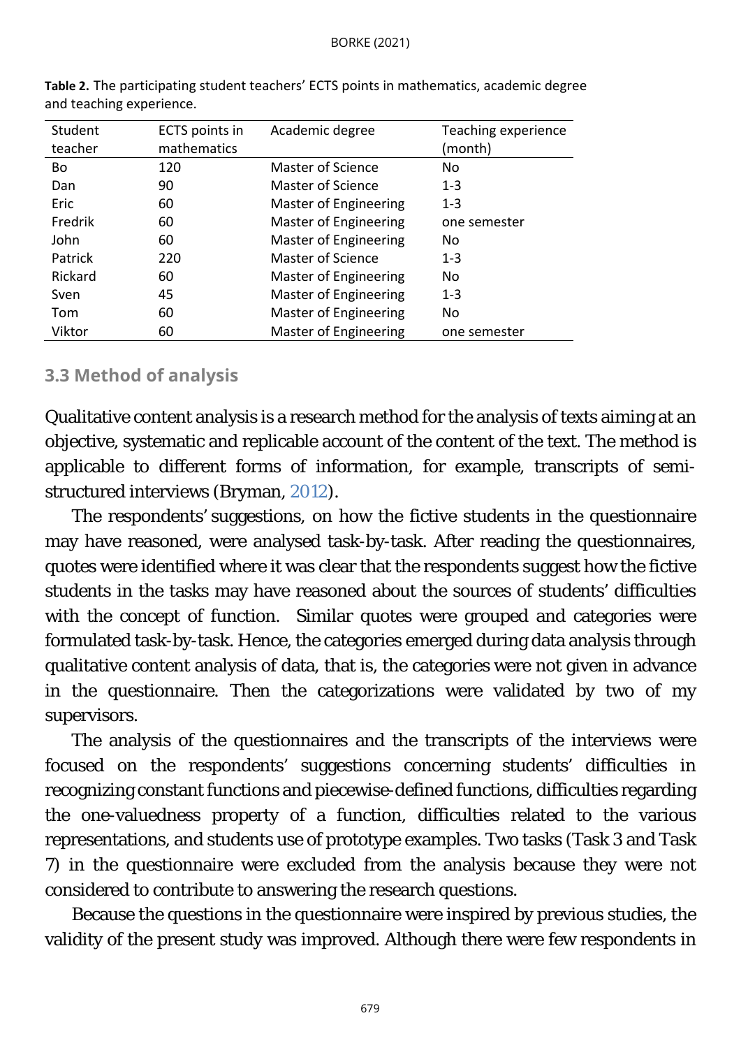**Table 2.** The participating student teachers' ECTS points in mathematics, academic degree and teaching experience.

| Student teacher | ECTS points in mathematics | Academic degree | Teaching experience (month) |
|---|---|---|---|
| Bo | 120 | Master of Science | No |
| Dan | 90 | Master of Science | 1-3 |
| Eric | 60 | Master of Engineering | 1-3 |
| Fredrik | 60 | Master of Engineering | one semester |
| John | 60 | Master of Engineering | No |
| Patrick | 220 | Master of Science | 1-3 |
| Rickard | 60 | Master of Engineering | No |
| Sven | 45 | Master of Engineering | 1-3 |
| Tom | 60 | Master of Engineering | No |
| Viktor | 60 | Master of Engineering | one semester |

### 3.3 Method of analysis

Qualitative content analysis is a research method for the analysis of texts aiming at an objective, systematic and replicable account of the content of the text. The method is applicable to different forms of information, for example, transcripts of semi-structured interviews (Bryman, 2012).

The respondents' suggestions, on how the fictive students in the questionnaire may have reasoned, were analysed task-by-task. After reading the questionnaires, quotes were identified where it was clear that the respondents suggest how the fictive students in the tasks may have reasoned about the sources of students' difficulties with the concept of function. Similar quotes were grouped and categories were formulated task-by-task. Hence, the categories emerged during data analysis through qualitative content analysis of data, that is, the categories were not given in advance in the questionnaire. Then the categorizations were validated by two of my supervisors.

The analysis of the questionnaires and the transcripts of the interviews were focused on the respondents' suggestions concerning students' difficulties in recognizing constant functions and piecewise-defined functions, difficulties regarding the one-valuedness property of a function, difficulties related to the various representations, and students use of prototype examples. Two tasks (Task 3 and Task 7) in the questionnaire were excluded from the analysis because they were not considered to contribute to answering the research questions.

Because the questions in the questionnaire were inspired by previous studies, the validity of the present study was improved. Although there were few respondents in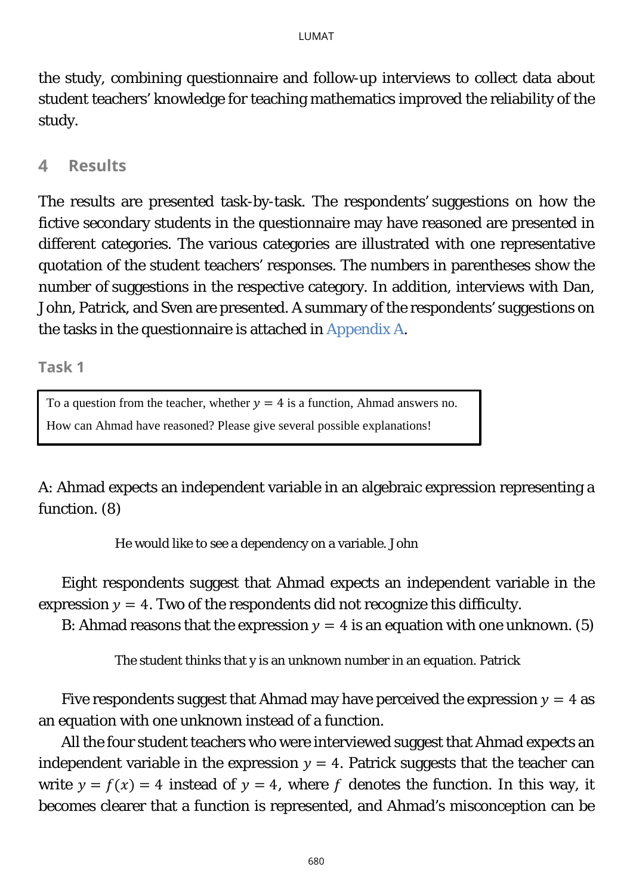the study, combining questionnaire and follow-up interviews to collect data about student teachers' knowledge for teaching mathematics improved the reliability of the study.

## 4 Results

The results are presented task-by-task. The respondents' suggestions on how the fictive secondary students in the questionnaire may have reasoned are presented in different categories. The various categories are illustrated with one representative quotation of the student teachers' responses. The numbers in parentheses show the number of suggestions in the respective category. In addition, interviews with Dan, John, Patrick, and Sven are presented. A summary of the respondents' suggestions on the tasks in the questionnaire is attached in Appendix A.

### Task 1

> To a question from the teacher, whether $y = 4$ is a function, Ahmad answers no.
>
> How can Ahmad have reasoned? Please give several possible explanations!

A: Ahmad expects an independent variable in an algebraic expression representing a function. (8)

> He would like to see a dependency on a variable. John

Eight respondents suggest that Ahmad expects an independent variable in the expression $y = 4$. Two of the respondents did not recognize this difficulty.

B: Ahmad reasons that the expression $y = 4$ is an equation with one unknown. (5)

> The student thinks that y is an unknown number in an equation. Patrick

Five respondents suggest that Ahmad may have perceived the expression $y = 4$ as an equation with one unknown instead of a function.

All the four student teachers who were interviewed suggest that Ahmad expects an independent variable in the expression $y = 4$. Patrick suggests that the teacher can write $y = f(x) = 4$ instead of $y = 4$, where $f$ denotes the function. In this way, it becomes clearer that a function is represented, and Ahmad's misconception can be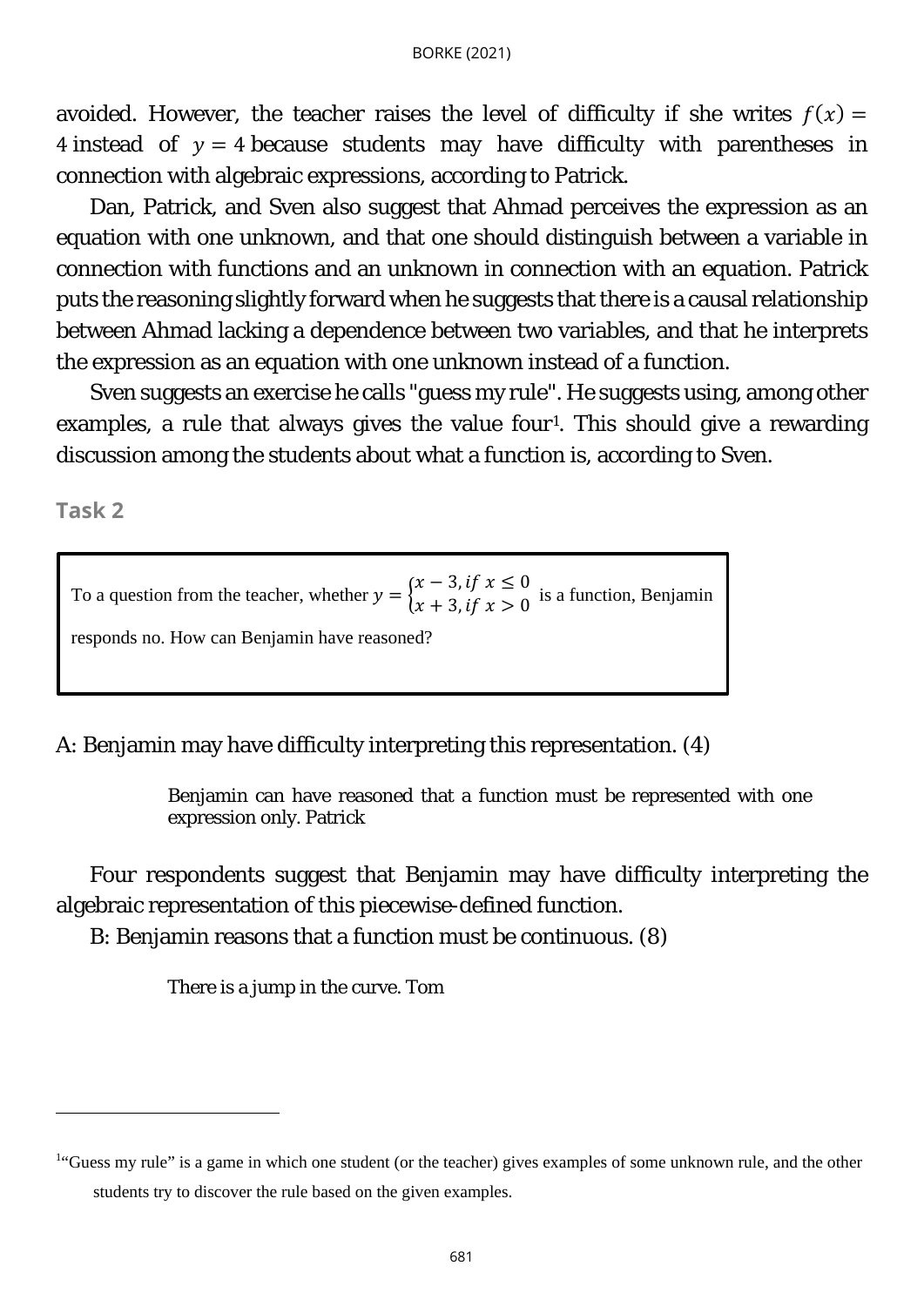avoided. However, the teacher raises the level of difficulty if she writes $f(x) = 4$ instead of $y = 4$ because students may have difficulty with parentheses in connection with algebraic expressions, according to Patrick.

Dan, Patrick, and Sven also suggest that Ahmad perceives the expression as an equation with one unknown, and that one should distinguish between a variable in connection with functions and an unknown in connection with an equation. Patrick puts the reasoning slightly forward when he suggests that there is a causal relationship between Ahmad lacking a dependence between two variables, and that he interprets the expression as an equation with one unknown instead of a function.

Sven suggests an exercise he calls "guess my rule". He suggests using, among other examples, a rule that always gives the value four[1]. This should give a rewarding discussion among the students about what a function is, according to Sven.

## Task 2

> To a question from the teacher, whether $y = \begin{cases} x-3, if\ x \leq 0 \\ x+3, if\ x > 0 \end{cases}$ is a function, Benjamin responds no. How can Benjamin have reasoned?

A: Benjamin may have difficulty interpreting this representation. (4)

> Benjamin can have reasoned that a function must be represented with one expression only. Patrick

Four respondents suggest that Benjamin may have difficulty interpreting the algebraic representation of this piecewise-defined function.

B: Benjamin reasons that a function must be continuous. (8)

> There is a jump in the curve. Tom

---

[1] "Guess my rule" is a game in which one student (or the teacher) gives examples of some unknown rule, and the other students try to discover the rule based on the given examples.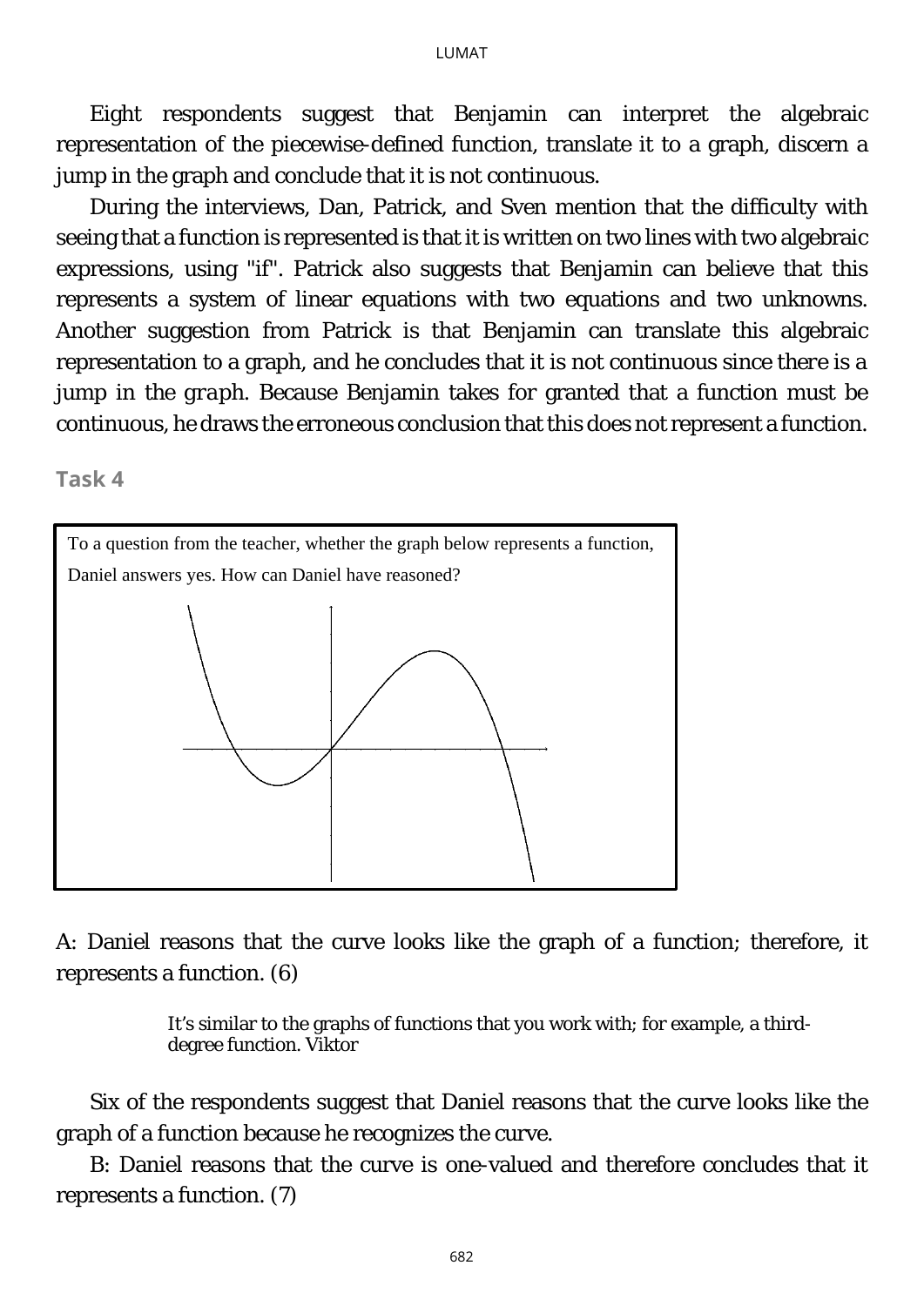Eight respondents suggest that Benjamin can interpret the algebraic representation of the piecewise-defined function, translate it to a graph, discern a jump in the graph and conclude that it is not continuous.

During the interviews, Dan, Patrick, and Sven mention that the difficulty with seeing that a function is represented is that it is written on two lines with two algebraic expressions, using "if". Patrick also suggests that Benjamin can believe that this represents a system of linear equations with two equations and two unknowns. Another suggestion from Patrick is that Benjamin can translate this algebraic representation to a graph, and he concludes that it is not continuous since there is a jump in the graph. Because Benjamin takes for granted that a function must be continuous, he draws the erroneous conclusion that this does not represent a function.

### Task 4

To a question from the teacher, whether the graph below represents a function, Daniel answers yes. How can Daniel have reasoned?

A: Daniel reasons that the curve looks like the graph of a function; therefore, it represents a function. (6)

> It's similar to the graphs of functions that you work with; for example, a third-degree function. Viktor

Six of the respondents suggest that Daniel reasons that the curve looks like the graph of a function because he recognizes the curve.

B: Daniel reasons that the curve is one-valued and therefore concludes that it represents a function. (7)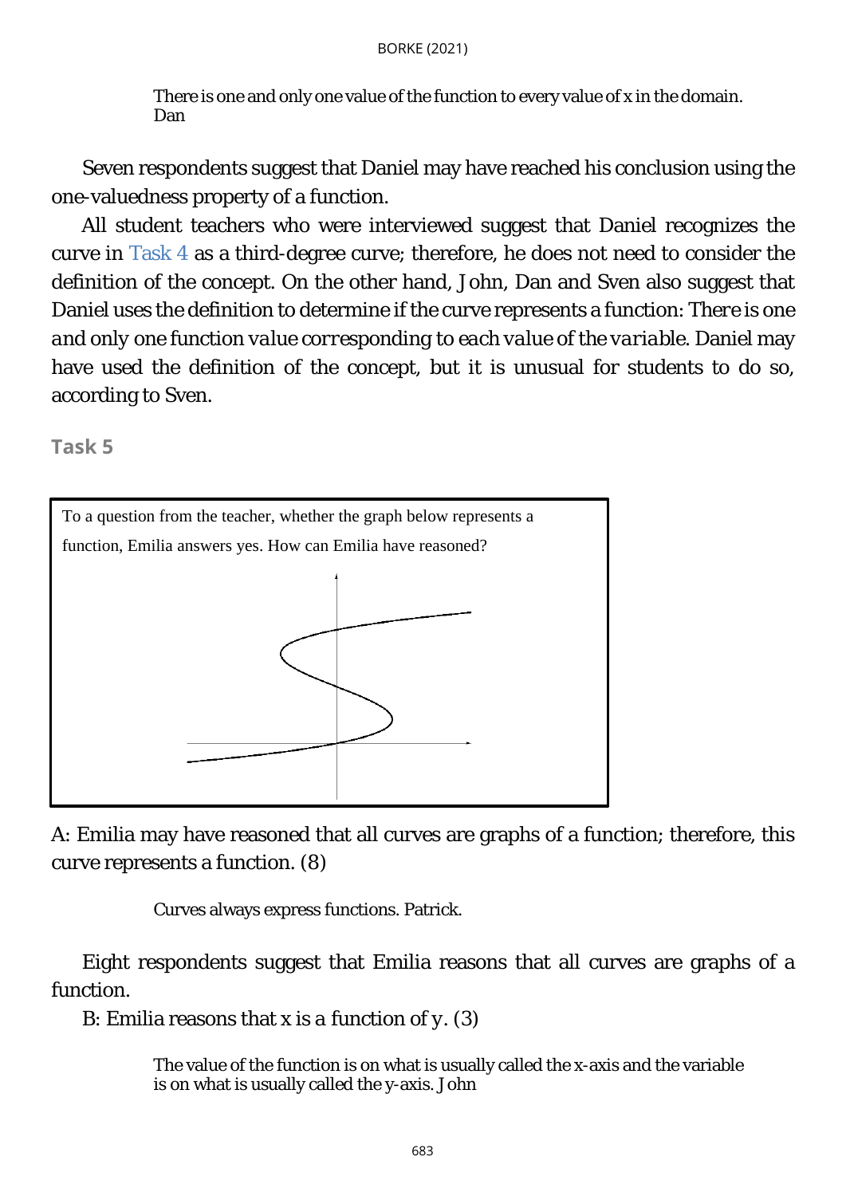> There is one and only one value of the function to every value of x in the domain. Dan

Seven respondents suggest that Daniel may have reached his conclusion using the one-valuedness property of a function.

All student teachers who were interviewed suggest that Daniel recognizes the curve in Task 4 as a third-degree curve; therefore, he does not need to consider the definition of the concept. On the other hand, John, Dan and Sven also suggest that Daniel uses the definition to determine if the curve represents a function: *There is one and only one function value corresponding to each value of the variable*. Daniel may have used the definition of the concept, but it is unusual for students to do so, according to Sven.

### Task 5

To a question from the teacher, whether the graph below represents a function, Emilia answers yes. How can Emilia have reasoned?

A: Emilia may have reasoned that all curves are graphs of a function; therefore, this curve represents a function. (8)

> Curves always express functions. Patrick.

Eight respondents suggest that Emilia reasons that all curves are graphs of a function.

B: Emilia reasons that x is a function of y. (3)

> The value of the function is on what is usually called the x-axis and the variable is on what is usually called the y-axis. John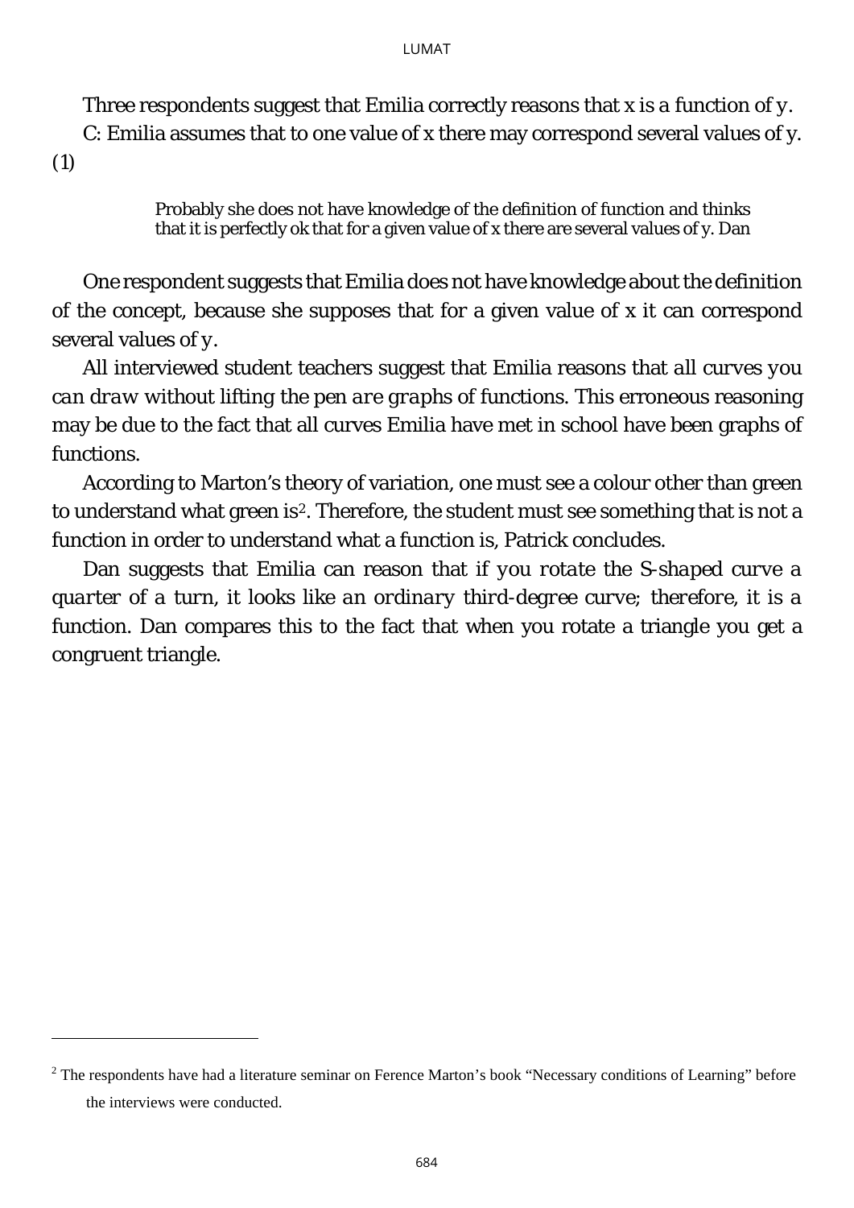Three respondents suggest that Emilia correctly reasons that x is a *function of y*.

C: Emilia assumes that to one value of x there may correspond several values of y. (1)

> Probably she does not have knowledge of the definition of function and thinks that it is perfectly ok that for a given value of x there are several values of y. Dan

One respondent suggests that Emilia does not have knowledge about the definition of the concept, because she supposes that for a given value of x it can correspond several values of *y*.

All interviewed student teachers suggest that Emilia reasons that *all curves you can draw without lifting the pen are graphs of functions*. This erroneous reasoning may be due to the fact that all curves Emilia have met in school have been graphs of functions.

According to Marton's theory of variation, one must see a colour other than green to understand what green is[2]. Therefore, the student must see something that is not a function in order to understand what a function is, Patrick concludes.

Dan suggests that Emilia can reason that *if you rotate the S-shaped curve a quarter of a turn, it looks like an ordinary third-degree curve; therefore, it is a function*. Dan compares this to the fact that when you rotate a triangle you get a congruent triangle.

---

[2] The respondents have had a literature seminar on Ference Marton's book "Necessary conditions of Learning" before the interviews were conducted.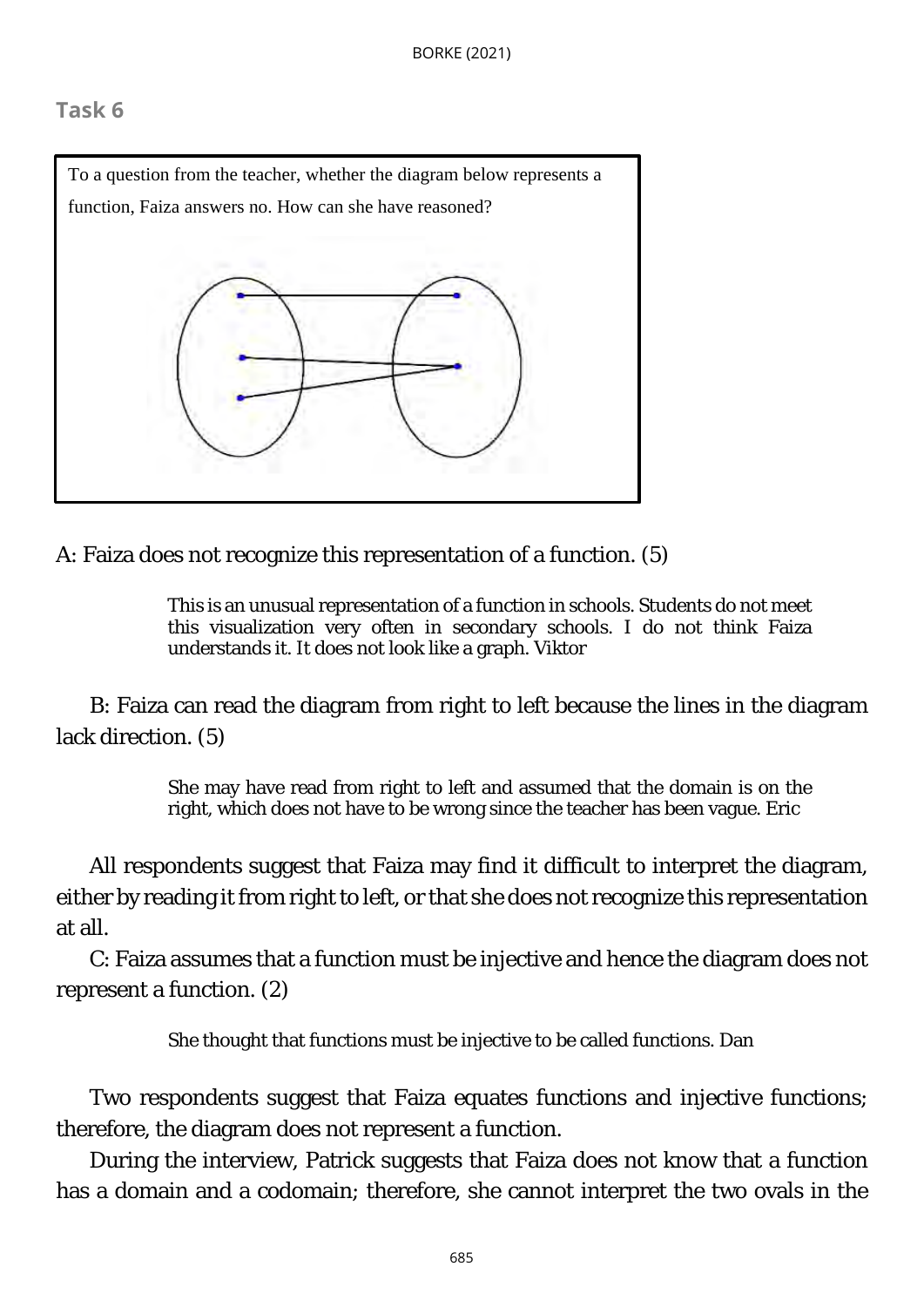### Task 6

To a question from the teacher, whether the diagram below represents a function, Faiza answers no. How can she have reasoned?

A: Faiza does not recognize this representation of a function. (5)

> This is an unusual representation of a function in schools. Students do not meet this visualization very often in secondary schools. I do not think Faiza understands it. It does not look like a graph. Viktor

B: Faiza can read the diagram from right to left because the lines in the diagram lack direction. (5)

> She may have read from right to left and assumed that the domain is on the right, which does not have to be wrong since the teacher has been vague. Eric

All respondents suggest that Faiza may find it difficult to interpret the diagram, either by reading it from right to left, or that she does not recognize this representation at all.

C: Faiza assumes that a function must be injective and hence the diagram does not represent a function. (2)

> She thought that functions must be injective to be called functions. Dan

Two respondents suggest that Faiza equates functions and injective functions; therefore, the diagram does not represent a function.

During the interview, Patrick suggests that Faiza does not know that a function has a domain and a codomain; therefore, she cannot interpret the two ovals in the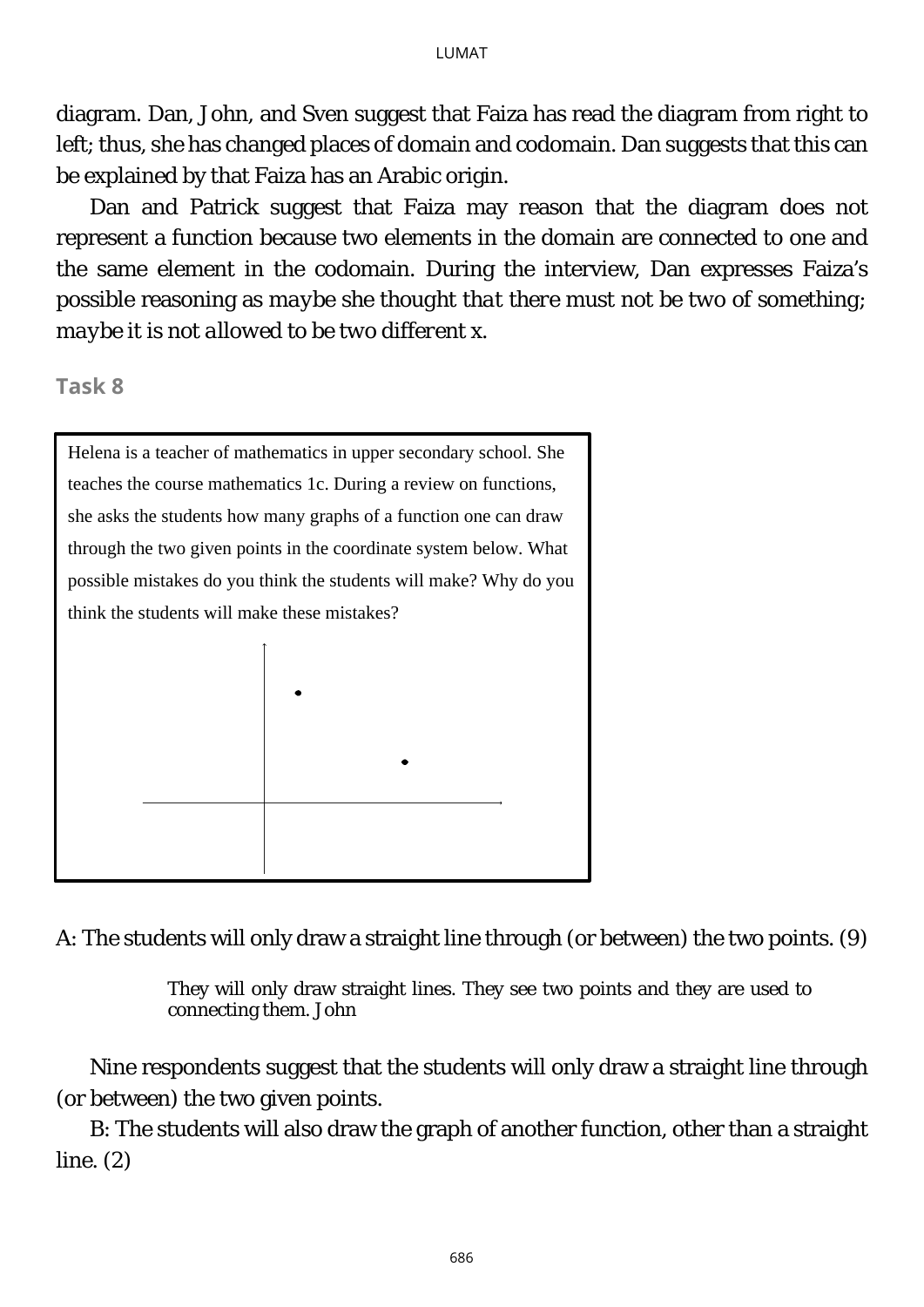diagram. Dan, John, and Sven suggest that Faiza has read the diagram from right to left; thus, she has changed places of domain and codomain. Dan suggests that this can be explained by that Faiza has an Arabic origin.

Dan and Patrick suggest that Faiza may reason that the diagram does not represent a function because two elements in the domain are connected to one and the same element in the codomain. During the interview, Dan expresses Faiza's possible reasoning as *maybe she thought that there must not be two of something; maybe it is not allowed to be two different x*.

### Task 8

> Helena is a teacher of mathematics in upper secondary school. She teaches the course mathematics 1c. During a review on functions, she asks the students how many graphs of a function one can draw through the two given points in the coordinate system below. What possible mistakes do you think the students will make? Why do you think the students will make these mistakes?

A: The students will only draw a straight line through (or between) the two points. (9)

> They will only draw straight lines. They see two points and they are used to connecting them. John

Nine respondents suggest that the students will only draw a straight line through (or between) the two given points.

B: The students will also draw the graph of another function, other than a straight line. (2)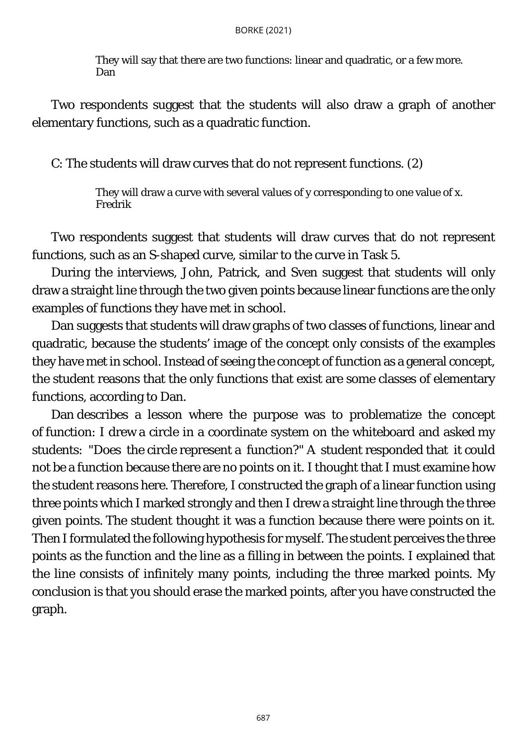> They will say that there are two functions: linear and quadratic, or a few more.
> Dan

Two respondents suggest that the students will also draw a graph of another elementary functions, such as a quadratic function.

C: The students will draw curves that do not represent functions. (2)

> They will draw a curve with several values of y corresponding to one value of x.
> Fredrik

Two respondents suggest that students will draw curves that do not represent functions, such as an S-shaped curve, similar to the curve in Task 5.

During the interviews, John, Patrick, and Sven suggest that students will only draw a straight line through the two given points because linear functions are the only examples of functions they have met in school.

Dan suggests that students will draw graphs of two classes of functions, linear and quadratic, because the students' image of the concept only consists of the examples they have met in school. Instead of seeing the concept of function as a general concept, the student reasons that the only functions that exist are some classes of elementary functions, according to Dan.

Dan describes a lesson where the purpose was to problematize the concept of function: I drew a circle in a coordinate system on the whiteboard and asked my students: "Does the circle represent a function?" A student responded that it could not be a function because there are no points on it. I thought that I must examine how the student reasons here. Therefore, I constructed the graph of a linear function using three points which I marked strongly and then I drew a straight line through the three given points. The student thought it was a function because there were points on it. Then I formulated the following hypothesis for myself. The student perceives the three points as the function and the line as a filling in between the points. I explained that the line consists of infinitely many points, including the three marked points. My conclusion is that you should erase the marked points, after you have constructed the graph.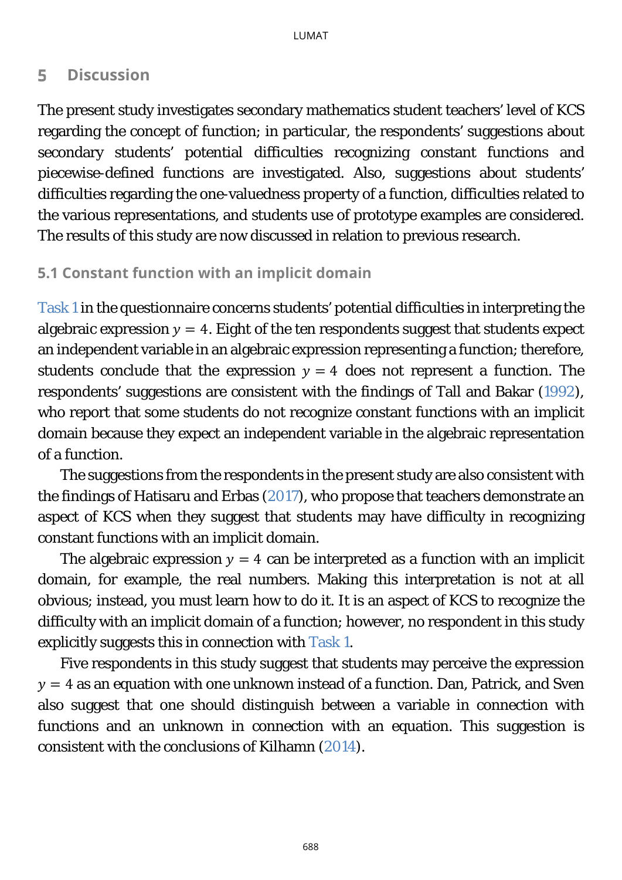## 5 Discussion

The present study investigates secondary mathematics student teachers' level of KCS regarding the concept of function; in particular, the respondents' suggestions about secondary students' potential difficulties recognizing constant functions and piecewise-defined functions are investigated. Also, suggestions about students' difficulties regarding the one-valuedness property of a function, difficulties related to the various representations, and students use of prototype examples are considered. The results of this study are now discussed in relation to previous research.

### 5.1 Constant function with an implicit domain

Task 1 in the questionnaire concerns students' potential difficulties in interpreting the algebraic expression $y = 4$. Eight of the ten respondents suggest that students expect an independent variable in an algebraic expression representing a function; therefore, students conclude that the expression $y = 4$ does not represent a function. The respondents' suggestions are consistent with the findings of Tall and Bakar (1992), who report that some students do not recognize constant functions with an implicit domain because they expect an independent variable in the algebraic representation of a function.

The suggestions from the respondents in the present study are also consistent with the findings of Hatisaru and Erbas (2017), who propose that teachers demonstrate an aspect of KCS when they suggest that students may have difficulty in recognizing constant functions with an implicit domain.

The algebraic expression $y = 4$ can be interpreted as a function with an implicit domain, for example, the real numbers. Making this interpretation is not at all obvious; instead, you must learn how to do it. It is an aspect of KCS to recognize the difficulty with an implicit domain of a function; however, no respondent in this study explicitly suggests this in connection with Task 1.

Five respondents in this study suggest that students may perceive the expression $y = 4$ as an equation with one unknown instead of a function. Dan, Patrick, and Sven also suggest that one should distinguish between a variable in connection with functions and an unknown in connection with an equation. This suggestion is consistent with the conclusions of Kilhamn (2014).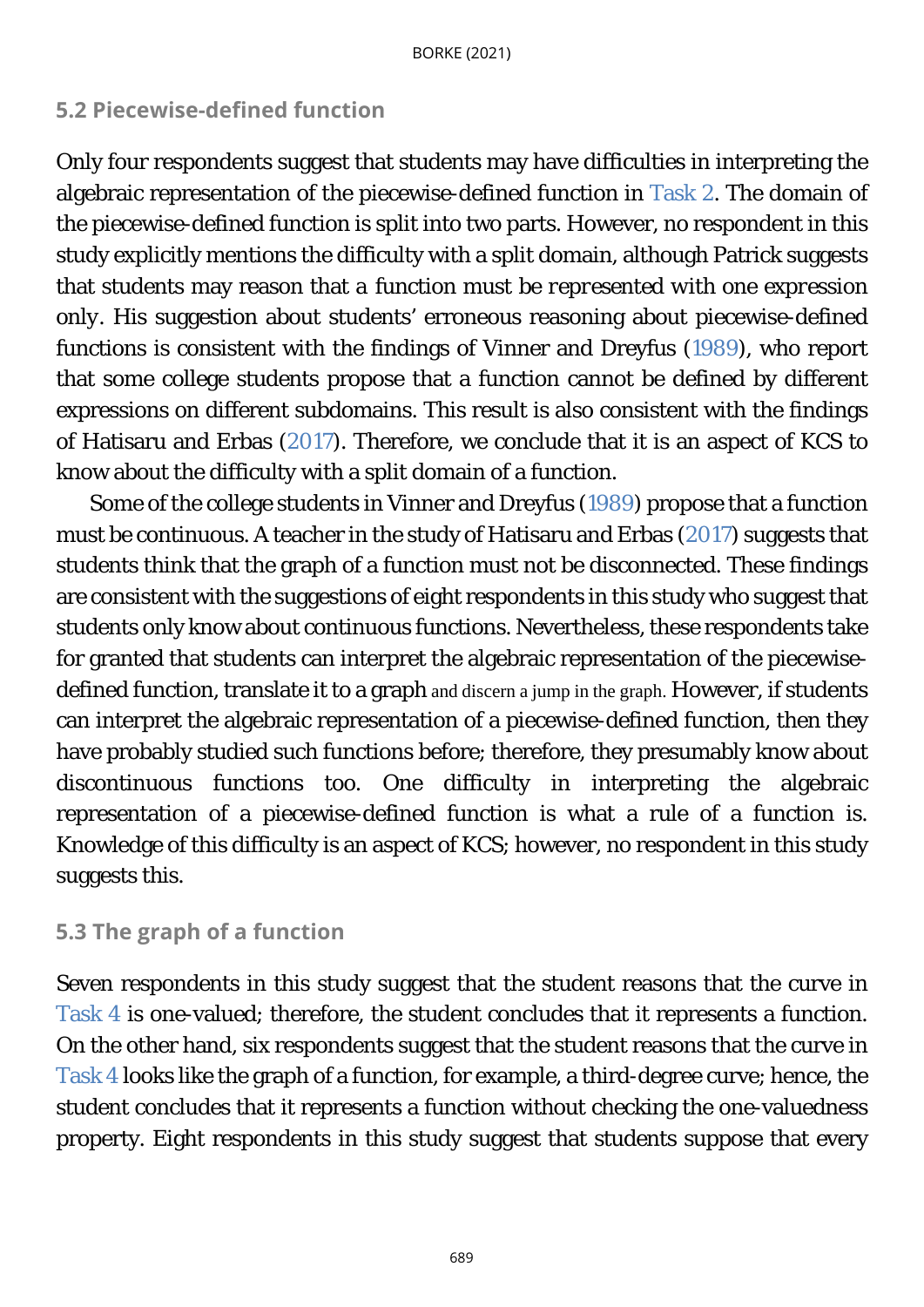### 5.2 Piecewise-defined function

Only four respondents suggest that students may have difficulties in interpreting the algebraic representation of the piecewise-defined function in Task 2. The domain of the piecewise-defined function is split into two parts. However, no respondent in this study explicitly mentions the difficulty with a split domain, although Patrick suggests that students may reason that *a function must be represented with one expression only*. His suggestion about students' erroneous reasoning about piecewise-defined functions is consistent with the findings of Vinner and Dreyfus (1989), who report that some college students propose that a function cannot be defined by different expressions on different subdomains. This result is also consistent with the findings of Hatisaru and Erbas (2017). Therefore, we conclude that it is an aspect of KCS to know about the difficulty with a split domain of a function.

Some of the college students in Vinner and Dreyfus (1989) propose that a function must be continuous. A teacher in the study of Hatisaru and Erbas (2017) suggests that students think that the graph of a function must not be disconnected. These findings are consistent with the suggestions of eight respondents in this study who suggest that students only know about continuous functions. Nevertheless, these respondents take for granted that students can interpret the algebraic representation of the piecewise-defined function, translate it to a graph and discern a jump in the graph. However, if students can interpret the algebraic representation of a piecewise-defined function, then they have probably studied such functions before; therefore, they presumably know about discontinuous functions too. One difficulty in interpreting the algebraic representation of a piecewise-defined function is what a rule of a function is. Knowledge of this difficulty is an aspect of KCS; however, no respondent in this study suggests this.

### 5.3 The graph of a function

Seven respondents in this study suggest that the student reasons that the curve in Task 4 is one-valued; therefore, the student concludes that it represents a function. On the other hand, six respondents suggest that the student reasons that the curve in Task 4 looks like the graph of a function, for example, a third-degree curve; hence, the student concludes that it represents a function without checking the one-valuedness property. Eight respondents in this study suggest that students suppose that every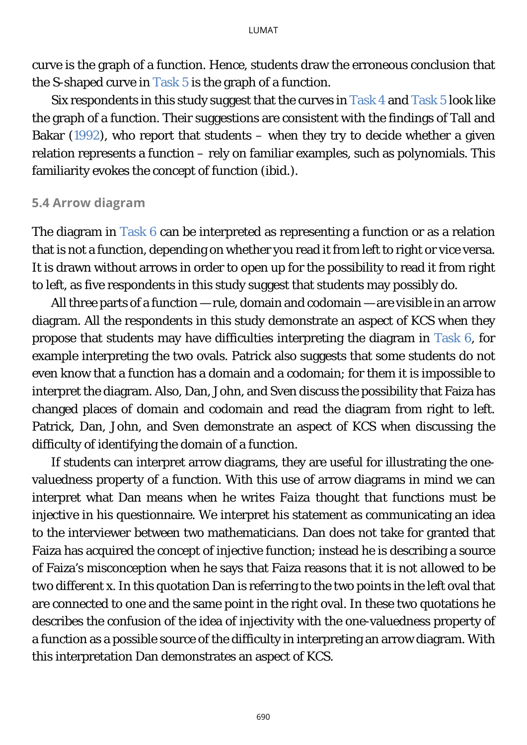curve is the graph of a function. Hence, students draw the erroneous conclusion that the S-shaped curve in Task 5 is the graph of a function.

Six respondents in this study suggest that the curves in Task 4 and Task 5 look like the graph of a function. Their suggestions are consistent with the findings of Tall and Bakar (1992), who report that students – when they try to decide whether a given relation represents a function – rely on familiar examples, such as polynomials. This familiarity evokes the concept of function (ibid.).

### 5.4 Arrow diagram

The diagram in Task 6 can be interpreted as representing a function or as a relation that is not a function, depending on whether you read it from left to right or vice versa. It is drawn without arrows in order to open up for the possibility to read it from right to left, as five respondents in this study suggest that students may possibly do.

All three parts of a function — rule, domain and codomain — are visible in an arrow diagram. All the respondents in this study demonstrate an aspect of KCS when they propose that students may have difficulties interpreting the diagram in Task 6, for example interpreting the two ovals. Patrick also suggests that some students do not even know that a function has a domain and a codomain; for them it is impossible to interpret the diagram. Also, Dan, John, and Sven discuss the possibility that Faiza has changed places of domain and codomain and read the diagram from right to left. Patrick, Dan, John, and Sven demonstrate an aspect of KCS when discussing the difficulty of identifying the domain of a function.

If students can interpret arrow diagrams, they are useful for illustrating the one-valuedness property of a function. With this use of arrow diagrams in mind we can interpret what Dan means when he writes *Faiza thought that functions must be injective* in his questionnaire. We interpret his statement as communicating an idea to the interviewer between two mathematicians. Dan does not take for granted that Faiza has acquired the concept of injective function; instead he is describing a source of Faiza's misconception when he says that Faiza reasons that *it is not allowed to be two different x*. In this quotation Dan is referring to the two points in the left oval that are connected to one and the same point in the right oval. In these two quotations he describes the confusion of the idea of injectivity with the one-valuedness property of a function as a possible source of the difficulty in interpreting an arrow diagram. With this interpretation Dan demonstrates an aspect of KCS.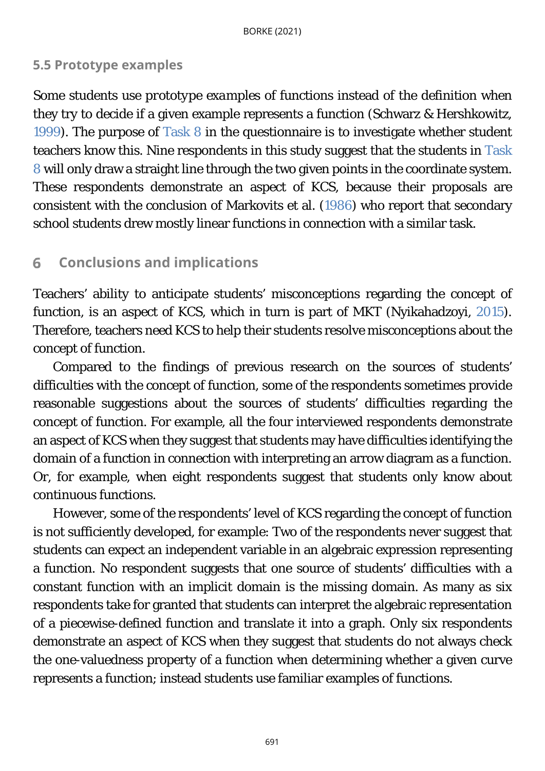### 5.5 Prototype examples

Some students use prototype examples of functions instead of the definition when they try to decide if a given example represents a function (Schwarz & Hershkowitz, 1999). The purpose of Task 8 in the questionnaire is to investigate whether student teachers know this. Nine respondents in this study suggest that the students in Task 8 will only draw a straight line through the two given points in the coordinate system. These respondents demonstrate an aspect of KCS, because their proposals are consistent with the conclusion of Markovits et al. (1986) who report that secondary school students drew mostly linear functions in connection with a similar task.

## 6 Conclusions and implications

Teachers' ability to anticipate students' misconceptions regarding the concept of function, is an aspect of KCS, which in turn is part of MKT (Nyikahadzoyi, 2015). Therefore, teachers need KCS to help their students resolve misconceptions about the concept of function.

Compared to the findings of previous research on the sources of students' difficulties with the concept of function, some of the respondents sometimes provide reasonable suggestions about the sources of students' difficulties regarding the concept of function. For example, all the four interviewed respondents demonstrate an aspect of KCS when they suggest that students may have difficulties identifying the domain of a function in connection with interpreting an arrow diagram as a function. Or, for example, when eight respondents suggest that students only know about continuous functions.

However, some of the respondents' level of KCS regarding the concept of function is not sufficiently developed, for example: Two of the respondents never suggest that students can expect an independent variable in an algebraic expression representing a function. No respondent suggests that one source of students' difficulties with a constant function with an implicit domain is the missing domain. As many as six respondents take for granted that students can interpret the algebraic representation of a piecewise-defined function and translate it into a graph. Only six respondents demonstrate an aspect of KCS when they suggest that students do not always check the one-valuedness property of a function when determining whether a given curve represents a function; instead students use familiar examples of functions.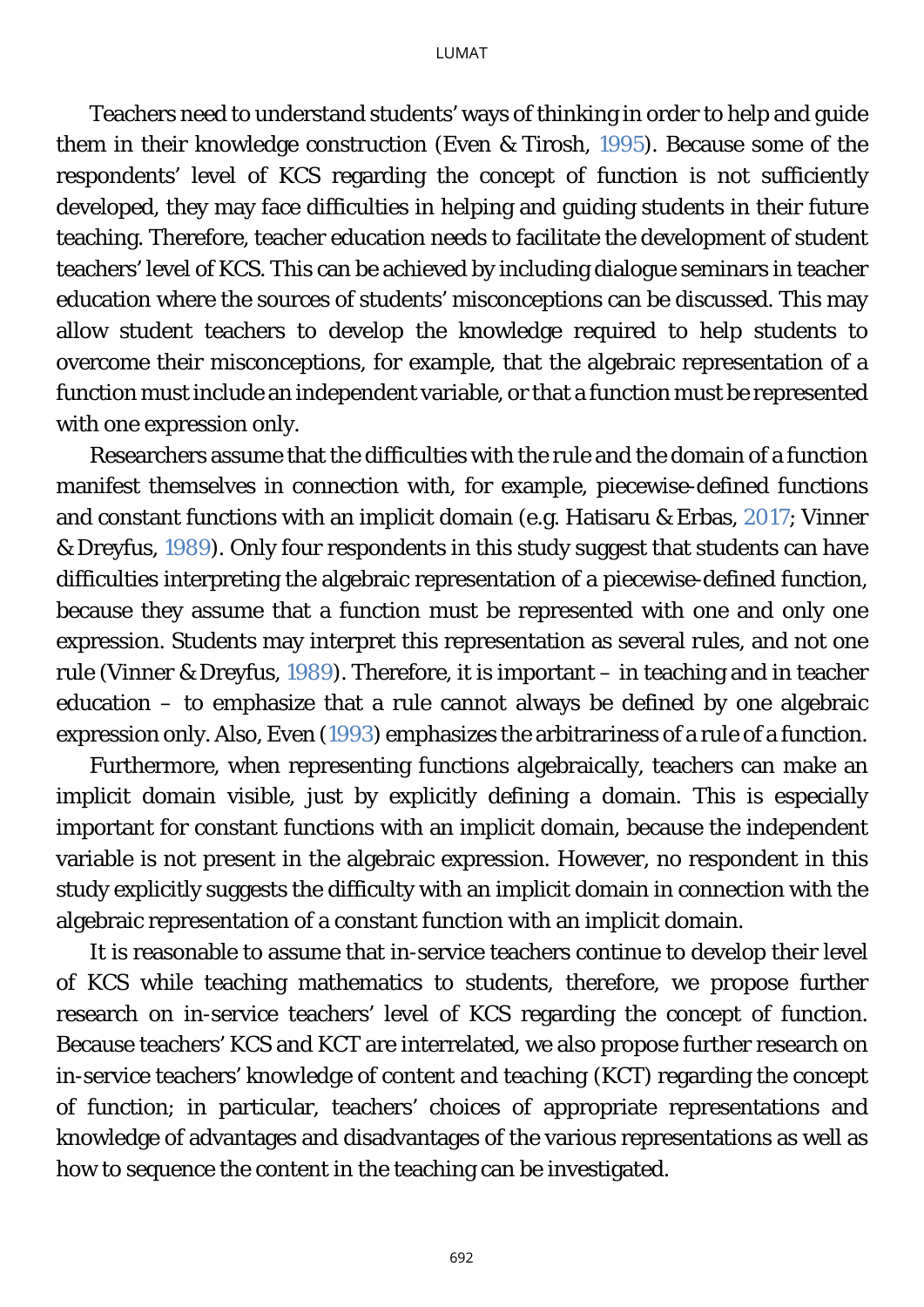Teachers need to understand students' ways of thinking in order to help and guide them in their knowledge construction (Even & Tirosh, 1995). Because some of the respondents' level of KCS regarding the concept of function is not sufficiently developed, they may face difficulties in helping and guiding students in their future teaching. Therefore, teacher education needs to facilitate the development of student teachers' level of KCS. This can be achieved by including dialogue seminars in teacher education where the sources of students' misconceptions can be discussed. This may allow student teachers to develop the knowledge required to help students to overcome their misconceptions, for example, that the algebraic representation of a function must include an independent variable, or that a function must be represented with one expression only.

Researchers assume that the difficulties with the rule and the domain of a function manifest themselves in connection with, for example, piecewise-defined functions and constant functions with an implicit domain (e.g. Hatisaru & Erbas, 2017; Vinner & Dreyfus, 1989). Only four respondents in this study suggest that students can have difficulties interpreting the algebraic representation of a piecewise-defined function, because they assume that a function must be represented with one and only one expression. Students may interpret this representation as several rules, and not one rule (Vinner & Dreyfus, 1989). Therefore, it is important – in teaching and in teacher education – to emphasize that a rule cannot always be defined by one algebraic expression only. Also, Even (1993) emphasizes the arbitrariness of a rule of a function.

Furthermore, when representing functions algebraically, teachers can make an implicit domain visible, just by explicitly defining a domain. This is especially important for constant functions with an implicit domain, because the independent variable is not present in the algebraic expression. However, no respondent in this study explicitly suggests the difficulty with an implicit domain in connection with the algebraic representation of a constant function with an implicit domain.

It is reasonable to assume that in-service teachers continue to develop their level of KCS while teaching mathematics to students, therefore, we propose further research on in-service teachers' level of KCS regarding the concept of function. Because teachers' KCS and KCT are interrelated, we also propose further research on in-service teachers' knowledge of *content and teaching* (KCT) regarding the concept of function; in particular, teachers' choices of appropriate representations and knowledge of advantages and disadvantages of the various representations as well as how to sequence the content in the teaching can be investigated.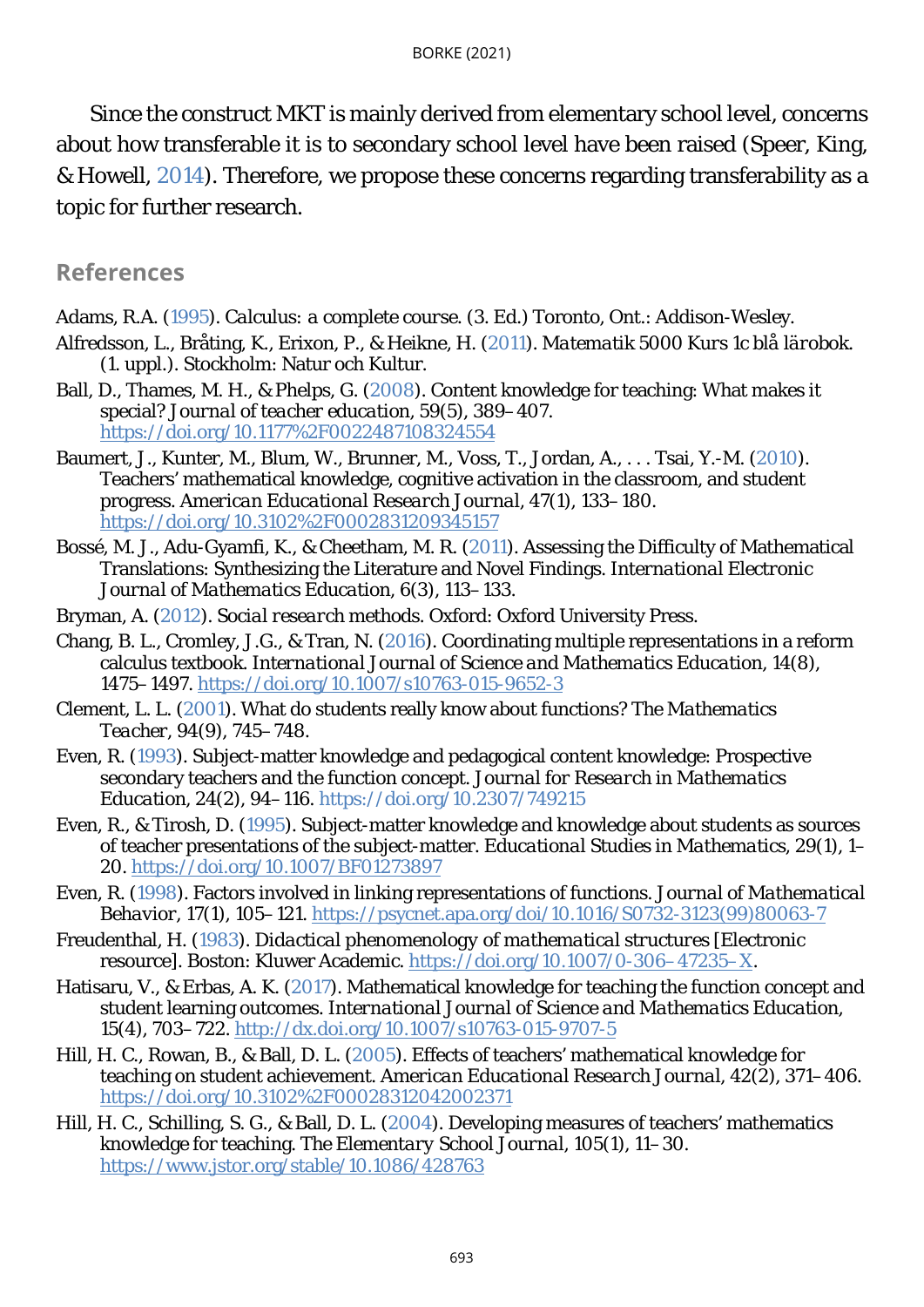Since the construct MKT is mainly derived from elementary school level, concerns about how transferable it is to secondary school level have been raised (Speer, King, & Howell, 2014). Therefore, we propose these concerns regarding transferability as a topic for further research.

## References

Adams, R.A. (1995). *Calculus: a complete course*. (3. Ed.) Toronto, Ont.: Addison-Wesley.

Alfredsson, L., Bråting, K., Erixon, P., & Heikne, H. (2011). *Matematik 5000 Kurs 1c blå lärobok*. (1. uppl.). Stockholm: Natur och Kultur.

Ball, D., Thames, M. H., & Phelps, G. (2008). Content knowledge for teaching: What makes it special? *Journal of teacher education*, 59(5), 389–407. https://doi.org/10.1177%2F0022487108324554

Baumert, J., Kunter, M., Blum, W., Brunner, M., Voss, T., Jordan, A., . . . Tsai, Y.-M. (2010). Teachers' mathematical knowledge, cognitive activation in the classroom, and student progress. *American Educational Research Journal*, 47(1), 133–180. https://doi.org/10.3102%2F0002831209345157

Bossé, M. J., Adu-Gyamfi, K., & Cheetham, M. R. (2011). Assessing the Difficulty of Mathematical Translations: Synthesizing the Literature and Novel Findings. *International Electronic Journal of Mathematics Education*, 6(3), 113–133.

Bryman, A. (2012). *Social research methods*. Oxford: Oxford University Press.

Chang, B. L., Cromley, J.G., & Tran, N. (2016). Coordinating multiple representations in a reform calculus textbook. *International Journal of Science and Mathematics Education*, 14(8), 1475–1497. https://doi.org/10.1007/s10763-015-9652-3

Clement, L. L. (2001). What do students really know about functions? *The Mathematics Teacher*, 94(9), 745–748.

Even, R. (1993). Subject-matter knowledge and pedagogical content knowledge: Prospective secondary teachers and the function concept. *Journal for Research in Mathematics Education*, 24(2), 94–116. https://doi.org/10.2307/749215

Even, R., & Tirosh, D. (1995). Subject-matter knowledge and knowledge about students as sources of teacher presentations of the subject-matter. *Educational Studies in Mathematics*, 29(1), 1–20. https://doi.org/10.1007/BF01273897

Even, R. (1998). Factors involved in linking representations of functions. *Journal of Mathematical Behavior*, 17(1), 105–121. https://psycnet.apa.org/doi/10.1016/S0732-3123(99)80063-7

Freudenthal, H. (1983). *Didactical phenomenology of mathematical structures* [Electronic resource]. Boston: Kluwer Academic. https://doi.org/10.1007/0-306–47235–X.

Hatisaru, V., & Erbas, A. K. (2017). Mathematical knowledge for teaching the function concept and student learning outcomes. *International Journal of Science and Mathematics Education*, 15(4), 703–722. http://dx.doi.org/10.1007/s10763-015-9707-5

Hill, H. C., Rowan, B., & Ball, D. L. (2005). Effects of teachers' mathematical knowledge for teaching on student achievement. *American Educational Research Journal*, 42(2), 371–406. https://doi.org/10.3102%2F00028312042002371

Hill, H. C., Schilling, S. G., & Ball, D. L. (2004). Developing measures of teachers' mathematics knowledge for teaching. *The Elementary School Journal*, 105(1), 11–30. https://www.jstor.org/stable/10.1086/428763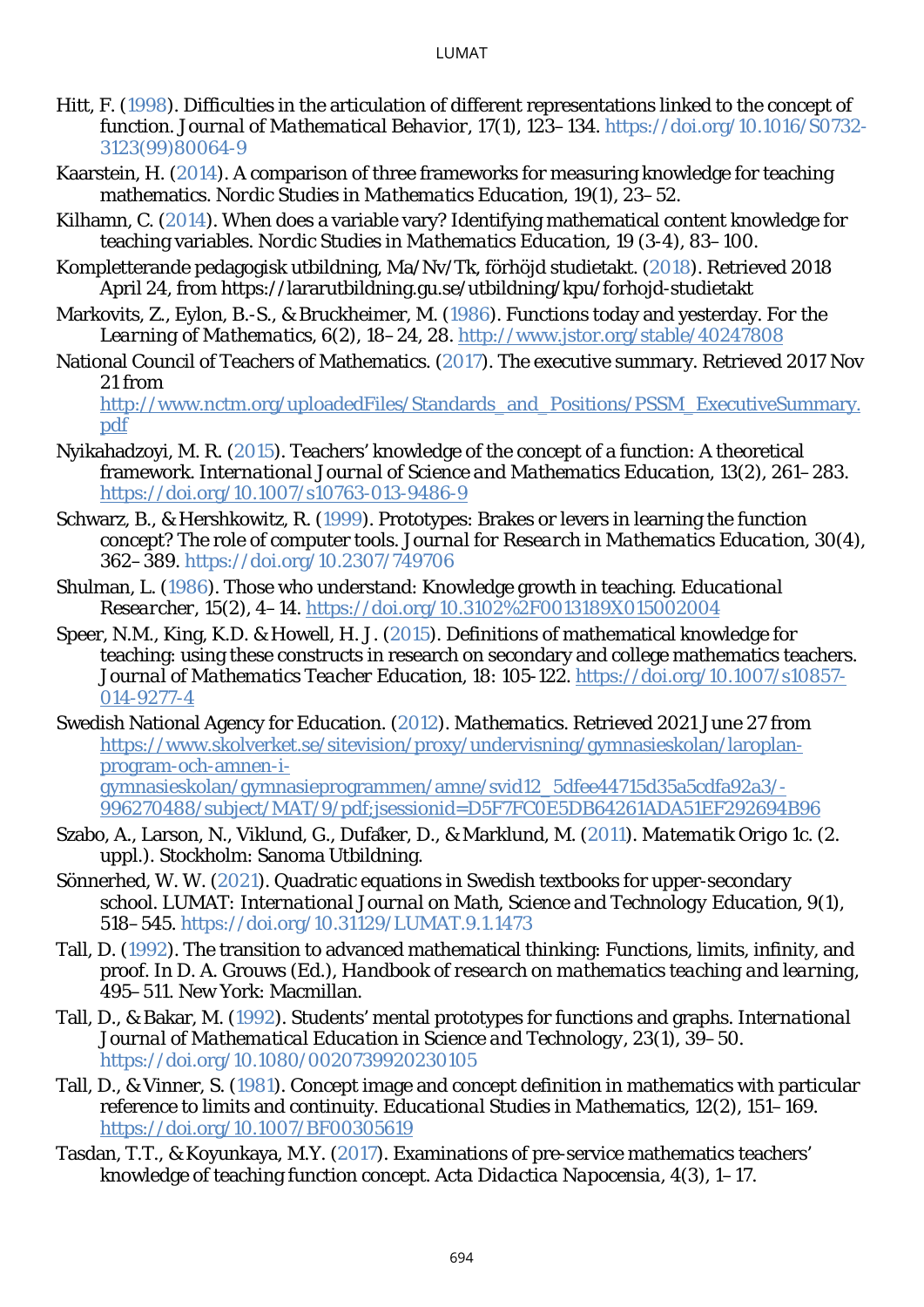Hitt, F. (1998). Difficulties in the articulation of different representations linked to the concept of function. *Journal of Mathematical Behavior*, 17(1), 123–134. https://doi.org/10.1016/S0732-3123(99)80064-9

Kaarstein, H. (2014). A comparison of three frameworks for measuring knowledge for teaching mathematics. *Nordic Studies in Mathematics Education*, 19(1), 23–52.

Kilhamn, C. (2014). When does a variable vary? Identifying mathematical content knowledge for teaching variables. *Nordic Studies in Mathematics Education*, 19 (3-4), 83–100.

Kompletterande pedagogisk utbildning, Ma/Nv/Tk, förhöjd studietakt. (2018). Retrieved 2018 April 24, from https://lararutbildning.gu.se/utbildning/kpu/forhojd-studietakt

Markovits, Z., Eylon, B.-S., & Bruckheimer, M. (1986). Functions today and yesterday. *For the Learning of Mathematics*, 6(2), 18–24, 28. http://www.jstor.org/stable/40247808

National Council of Teachers of Mathematics. (2017). The executive summary. Retrieved 2017 Nov 21 from http://www.nctm.org/uploadedFiles/Standards_and_Positions/PSSM_ExecutiveSummary.pdf

Nyikahadzoyi, M. R. (2015). Teachers' knowledge of the concept of a function: A theoretical framework. *International Journal of Science and Mathematics Education*, 13(2), 261–283. https://doi.org/10.1007/s10763-013-9486-9

Schwarz, B., & Hershkowitz, R. (1999). Prototypes: Brakes or levers in learning the function concept? The role of computer tools. *Journal for Research in Mathematics Education*, 30(4), 362–389. https://doi.org/10.2307/749706

Shulman, L. (1986). Those who understand: Knowledge growth in teaching. *Educational Researcher*, 15(2), 4–14. https://doi.org/10.3102%2F0013189X015002004

Speer, N.M., King, K.D. & Howell, H. J. (2015). Definitions of mathematical knowledge for teaching: using these constructs in research on secondary and college mathematics teachers. *Journal of Mathematics Teacher Education*, 18: 105-122. https://doi.org/10.1007/s10857-014-9277-4

Swedish National Agency for Education. (2012). *Mathematics*. Retrieved 2021 June 27 from https://www.skolverket.se/sitevision/proxy/undervisning/gymnasieskolan/laroplan-program-och-amnen-i-gymnasieskolan/gymnasieprogrammen/amne/svid12_5dfee44715d35a5cdfa92a3/-996270488/subject/MAT/9/pdf;jsessionid=D5F7FC0E5DB64261ADA51EF292694B96

Szabo, A., Larson, N., Viklund, G., Dufåker, D., & Marklund, M. (2011). *Matematik Origo 1c*. (2. uppl.). Stockholm: Sanoma Utbildning.

Sönnerhed, W. W. (2021). Quadratic equations in Swedish textbooks for upper-secondary school. *LUMAT: International Journal on Math, Science and Technology Education*, 9(1), 518–545. https://doi.org/10.31129/LUMAT.9.1.1473

Tall, D. (1992). The transition to advanced mathematical thinking: Functions, limits, infinity, and proof. In D. A. Grouws (Ed.), *Handbook of research on mathematics teaching and learning*, 495–511. New York: Macmillan.

Tall, D., & Bakar, M. (1992). Students' mental prototypes for functions and graphs. *International Journal of Mathematical Education in Science and Technology*, 23(1), 39–50. https://doi.org/10.1080/0020739920230105

Tall, D., & Vinner, S. (1981). Concept image and concept definition in mathematics with particular reference to limits and continuity. *Educational Studies in Mathematics*, 12(2), 151–169. https://doi.org/10.1007/BF00305619

Tasdan, T.T., & Koyunkaya, M.Y. (2017). Examinations of pre-service mathematics teachers' knowledge of teaching function concept. *Acta Didactica Napocensia*, 4(3), 1–17.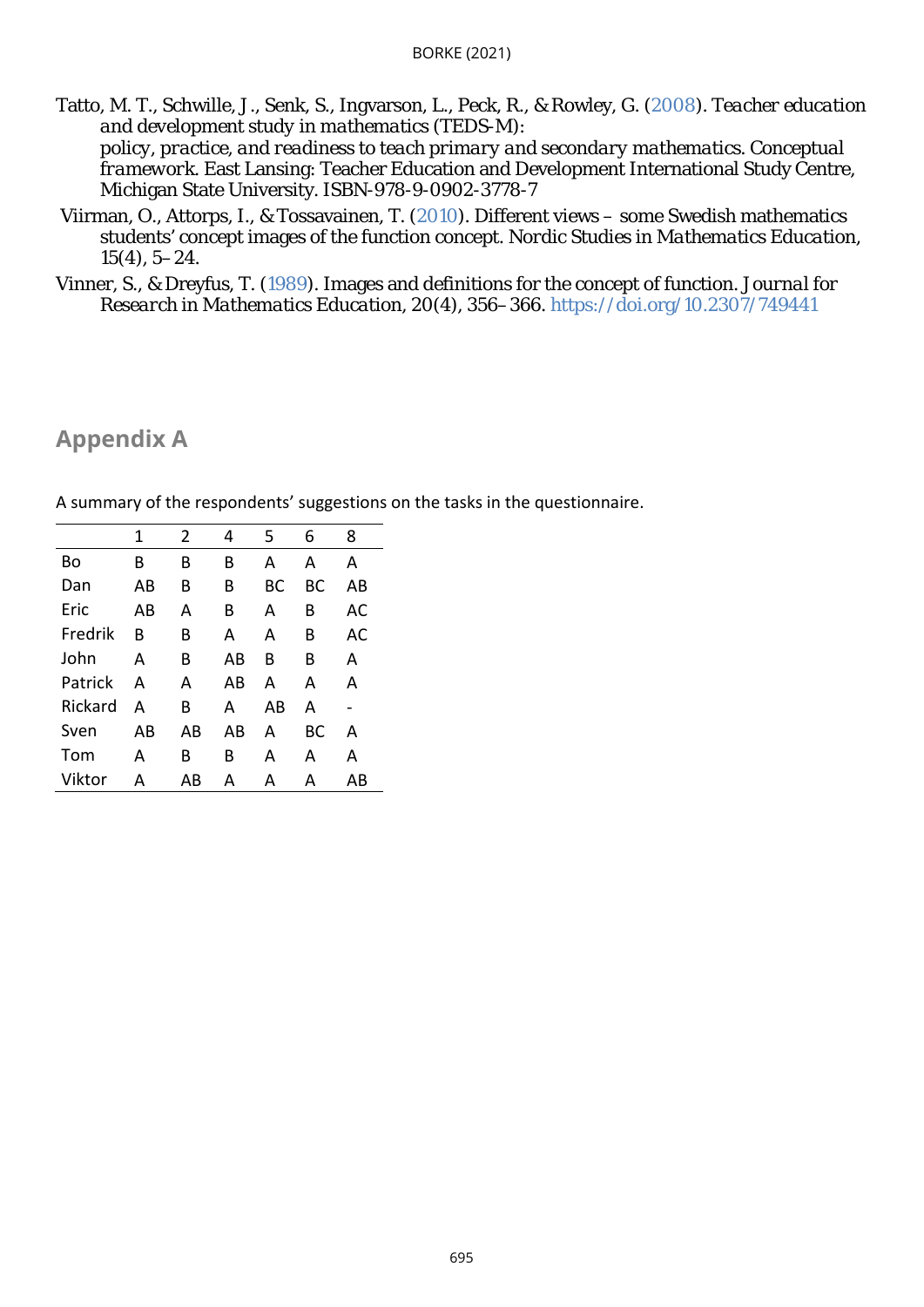Tatto, M. T., Schwille, J., Senk, S., Ingvarson, L., Peck, R., & Rowley, G. (2008). *Teacher education and development study in mathematics (TEDS-M): policy, practice, and readiness to teach primary and secondary mathematics. Conceptual framework*. East Lansing: Teacher Education and Development International Study Centre, Michigan State University. ISBN-978-9-0902-3778-7

Viirman, O., Attorps, I., & Tossavainen, T. (2010). Different views – some Swedish mathematics students' concept images of the function concept. *Nordic Studies in Mathematics Education*, 15(4), 5–24.

Vinner, S., & Dreyfus, T. (1989). Images and definitions for the concept of function. *Journal for Research in Mathematics Education*, 20(4), 356–366. https://doi.org/10.2307/749441

## Appendix A

A summary of the respondents' suggestions on the tasks in the questionnaire.

| | 1 | 2 | 4 | 5 | 6 | 8 |
|---|---|---|---|---|---|---|
| Bo | B | B | B | A | A | A |
| Dan | AB | B | B | BC | BC | AB |
| Eric | AB | A | B | A | B | AC |
| Fredrik | B | B | A | A | B | AC |
| John | A | B | AB | B | B | A |
| Patrick | A | A | AB | A | A | A |
| Rickard | A | B | A | AB | A | - |
| Sven | AB | AB | AB | A | BC | A |
| Tom | A | B | B | A | A | A |
| Viktor | A | AB | A | A | A | AB |